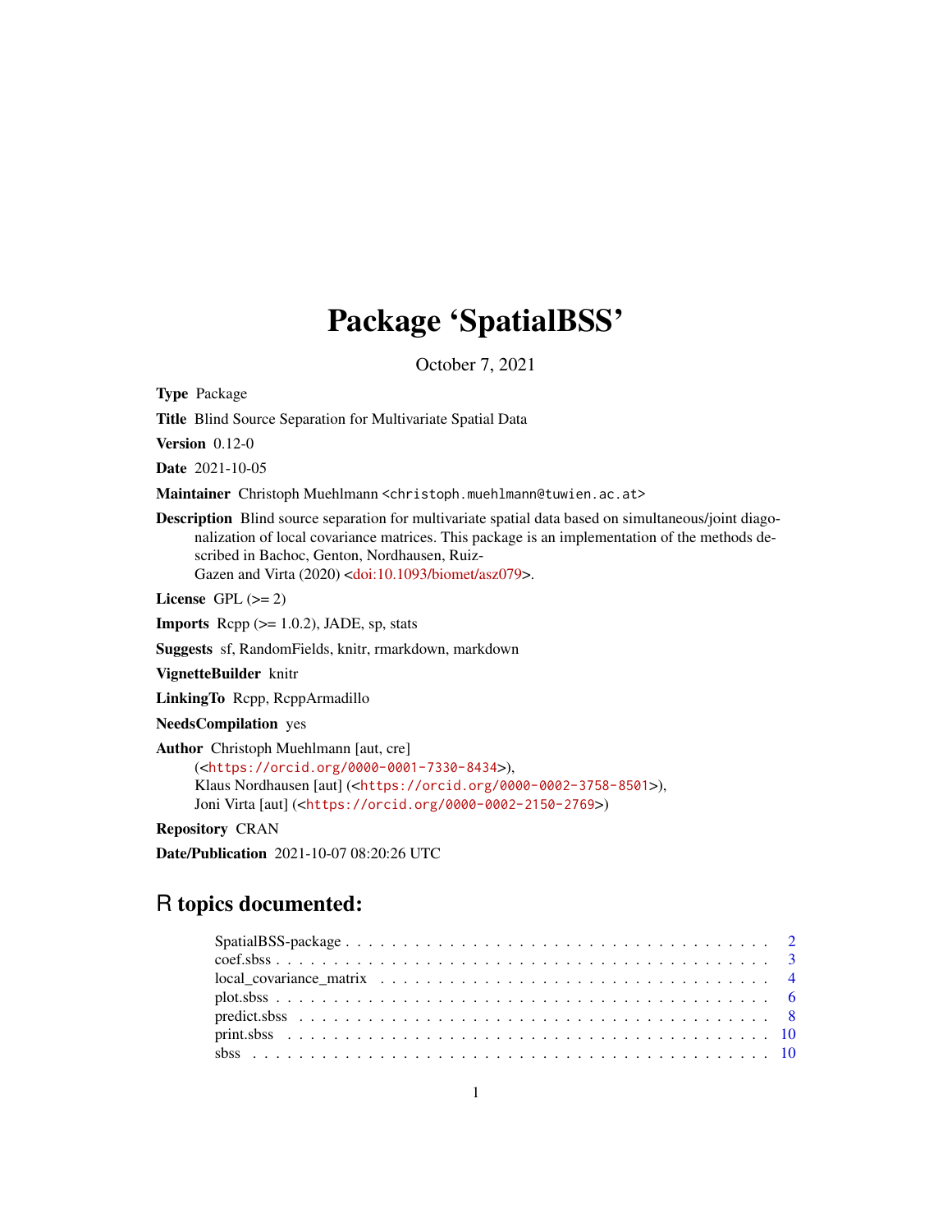# Package 'SpatialBSS'

October 7, 2021

**Type** Package

**Title** Blind Source Separation for Multivariate Spatial Data

**Version** 0.12-0

**Date** 2021-10-05

**Maintainer** Christoph Muehlmann <christoph.muehlmann@tuwien.ac.at>

**Description** Blind source separation for multivariate spatial data based on simultaneous/joint diagonalization of local covariance matrices. This package is an implementation of the methods described in Bachoc, Genton, Nordhausen, Ruiz-Gazen and Virta (2020) <doi:10.1093/biomet/asz079>.

**License** GPL (>= 2)

**Imports** Rcpp (>= 1.0.2), JADE, sp, stats

**Suggests** sf, RandomFields, knitr, rmarkdown, markdown

**VignetteBuilder** knitr

**LinkingTo** Rcpp, RcppArmadillo

**NeedsCompilation** yes

**Author** Christoph Muehlmann [aut, cre] (<https://orcid.org/0000-0001-7330-8434>), Klaus Nordhausen [aut] (<https://orcid.org/0000-0002-3758-8501>), Joni Virta [aut] (<https://orcid.org/0000-0002-2150-2769>)

**Repository** CRAN

**Date/Publication** 2021-10-07 08:20:26 UTC

## R topics documented:

SpatialBSS-package . . . . . . . . . . . . . . . . . . . . . . . . . . . . . . . . . . . . . . 2
coef.sbss . . . . . . . . . . . . . . . . . . . . . . . . . . . . . . . . . . . . . . . . . . . . 3
local_covariance_matrix . . . . . . . . . . . . . . . . . . . . . . . . . . . . . . . . . . . 4
plot.sbss . . . . . . . . . . . . . . . . . . . . . . . . . . . . . . . . . . . . . . . . . . . . 6
predict.sbss . . . . . . . . . . . . . . . . . . . . . . . . . . . . . . . . . . . . . . . . . . 8
print.sbss . . . . . . . . . . . . . . . . . . . . . . . . . . . . . . . . . . . . . . . . . . . 10
sbss . . . . . . . . . . . . . . . . . . . . . . . . . . . . . . . . . . . . . . . . . . . . . . 10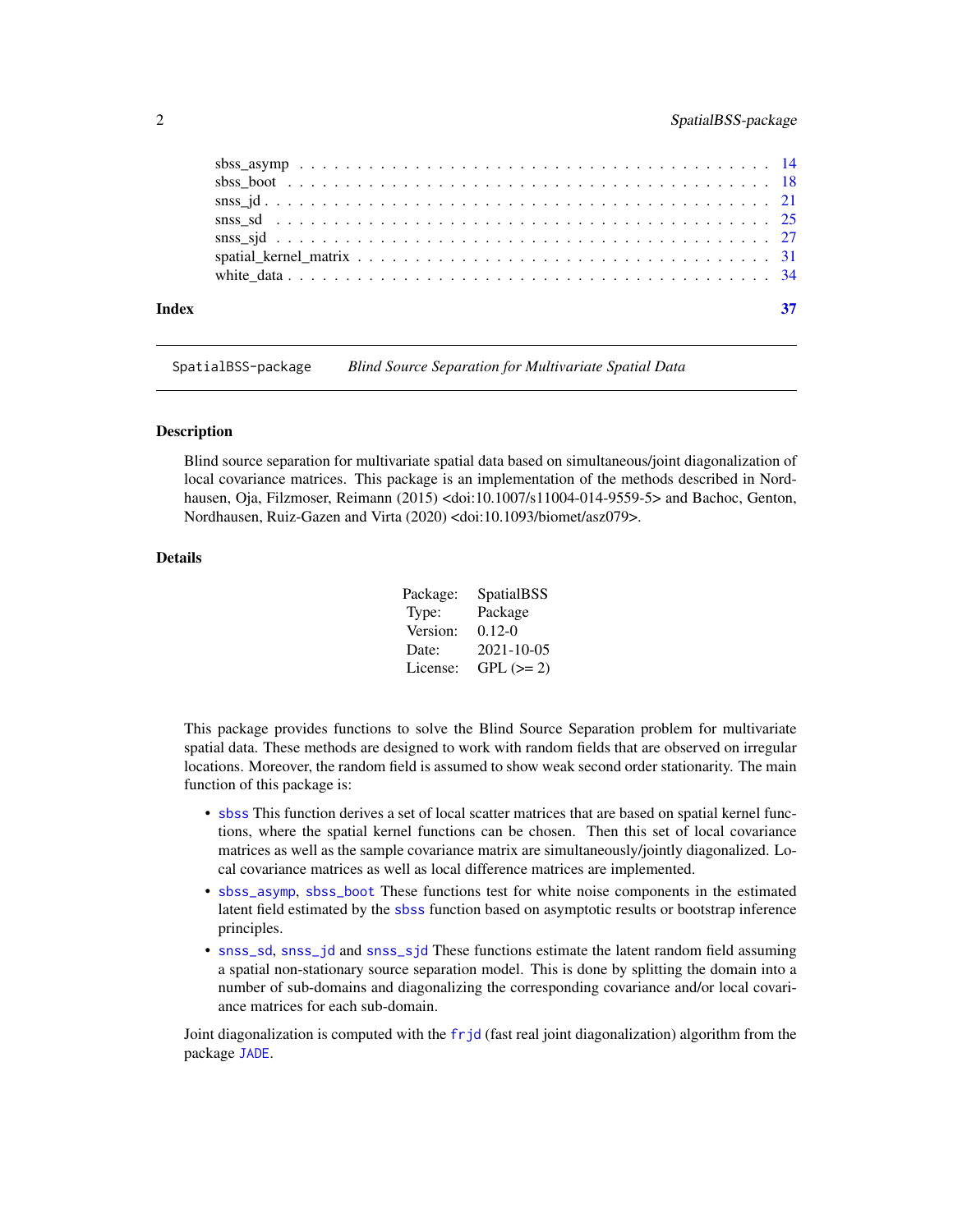sbss_asymp . . . . . . . . . . . . . . . . . . . . . . . . . . . . . . . . . . . . . . . 14
sbss_boot . . . . . . . . . . . . . . . . . . . . . . . . . . . . . . . . . . . . . . . . 18
snss_jd . . . . . . . . . . . . . . . . . . . . . . . . . . . . . . . . . . . . . . . . . 21
snss_sd . . . . . . . . . . . . . . . . . . . . . . . . . . . . . . . . . . . . . . . . . 25
snss_sjd . . . . . . . . . . . . . . . . . . . . . . . . . . . . . . . . . . . . . . . . 27
spatial_kernel_matrix . . . . . . . . . . . . . . . . . . . . . . . . . . . . . . . . . 31
white_data . . . . . . . . . . . . . . . . . . . . . . . . . . . . . . . . . . . . . . . 34

**Index** **37**

---

SpatialBSS-package *Blind Source Separation for Multivariate Spatial Data*

---

### Description

Blind source separation for multivariate spatial data based on simultaneous/joint diagonalization of local covariance matrices. This package is an implementation of the methods described in Nordhausen, Oja, Filzmoser, Reimann (2015) <doi:10.1007/s11004-014-9559-5> and Bachoc, Genton, Nordhausen, Ruiz-Gazen and Virta (2020) <doi:10.1093/biomet/asz079>.

### Details

| | |
|---|---|
| Package: | SpatialBSS |
| Type: | Package |
| Version: | 0.12-0 |
| Date: | 2021-10-05 |
| License: | GPL (>= 2) |

This package provides functions to solve the Blind Source Separation problem for multivariate spatial data. These methods are designed to work with random fields that are observed on irregular locations. Moreover, the random field is assumed to show weak second order stationarity. The main function of this package is:

- `sbss` This function derives a set of local scatter matrices that are based on spatial kernel functions, where the spatial kernel functions can be chosen. Then this set of local covariance matrices as well as the sample covariance matrix are simultaneously/jointly diagonalized. Local covariance matrices as well as local difference matrices are implemented.
- `sbss_asymp`, `sbss_boot` These functions test for white noise components in the estimated latent field estimated by the `sbss` function based on asymptotic results or bootstrap inference principles.
- `snss_sd`, `snss_jd` and `snss_sjd` These functions estimate the latent random field assuming a spatial non-stationary source separation model. This is done by splitting the domain into a number of sub-domains and diagonalizing the corresponding covariance and/or local covariance matrices for each sub-domain.

Joint diagonalization is computed with the `frjd` (fast real joint diagonalization) algorithm from the package `JADE`.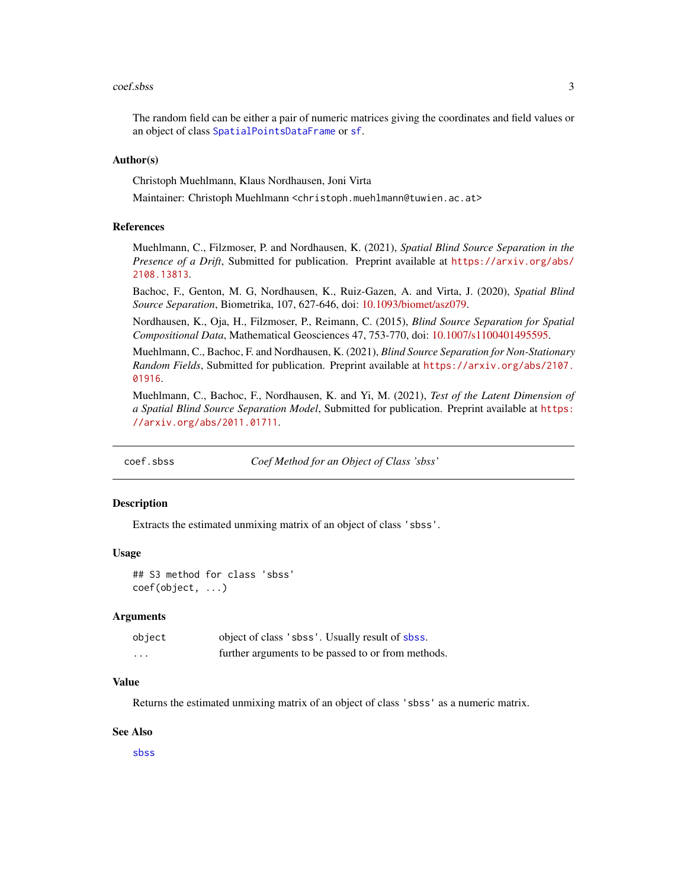The random field can be either a pair of numeric matrices giving the coordinates and field values or an object of class `SpatialPointsDataFrame` or `sf`.

### Author(s)

Christoph Muehlmann, Klaus Nordhausen, Joni Virta

Maintainer: Christoph Muehlmann <christoph.muehlmann@tuwien.ac.at>

### References

Muehlmann, C., Filzmoser, P. and Nordhausen, K. (2021), *Spatial Blind Source Separation in the Presence of a Drift*, Submitted for publication. Preprint available at https://arxiv.org/abs/2108.13813.

Bachoc, F., Genton, M. G, Nordhausen, K., Ruiz-Gazen, A. and Virta, J. (2020), *Spatial Blind Source Separation*, Biometrika, 107, 627-646, doi: 10.1093/biomet/asz079.

Nordhausen, K., Oja, H., Filzmoser, P., Reimann, C. (2015), *Blind Source Separation for Spatial Compositional Data*, Mathematical Geosciences 47, 753-770, doi: 10.1007/s1100401495595.

Muehlmann, C., Bachoc, F. and Nordhausen, K. (2021), *Blind Source Separation for Non-Stationary Random Fields*, Submitted for publication. Preprint available at https://arxiv.org/abs/2107.01916.

Muehlmann, C., Bachoc, F., Nordhausen, K. and Yi, M. (2021), *Test of the Latent Dimension of a Spatial Blind Source Separation Model*, Submitted for publication. Preprint available at https://arxiv.org/abs/2011.01711.

---

## coef.sbss — *Coef Method for an Object of Class 'sbss'*

### Description

Extracts the estimated unmixing matrix of an object of class 'sbss'.

### Usage

```
## S3 method for class 'sbss'
coef(object, ...)
```

### Arguments

| | |
|---|---|
| object | object of class 'sbss'. Usually result of `sbss`. |
| ... | further arguments to be passed to or from methods. |

### Value

Returns the estimated unmixing matrix of an object of class 'sbss' as a numeric matrix.

### See Also

`sbss`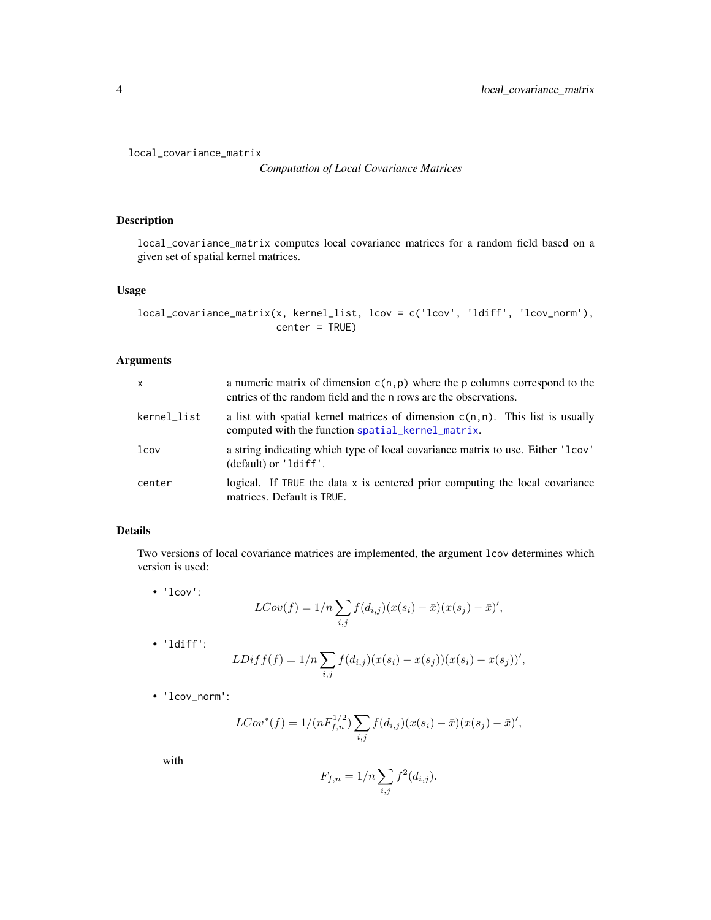local_covariance_matrix

*Computation of Local Covariance Matrices*

### Description

local_covariance_matrix computes local covariance matrices for a random field based on a given set of spatial kernel matrices.

### Usage

```
local_covariance_matrix(x, kernel_list, lcov = c('lcov', 'ldiff', 'lcov_norm'),
                        center = TRUE)
```

### Arguments

| | |
|---|---|
| x | a numeric matrix of dimension c(n,p) where the p columns correspond to the entries of the random field and the n rows are the observations. |
| kernel_list | a list with spatial kernel matrices of dimension c(n,n). This list is usually computed with the function spatial_kernel_matrix. |
| lcov | a string indicating which type of local covariance matrix to use. Either 'lcov' (default) or 'ldiff'. |
| center | logical. If TRUE the data x is centered prior computing the local covariance matrices. Default is TRUE. |

### Details

Two versions of local covariance matrices are implemented, the argument lcov determines which version is used:

- 'lcov':
$$LCov(f) = 1/n \sum_{i,j} f(d_{i,j})(x(s_i) - \bar{x})(x(s_j) - \bar{x})',$$

- 'ldiff':
$$LDiff(f) = 1/n \sum_{i,j} f(d_{i,j})(x(s_i) - x(s_j))(x(s_i) - x(s_j))',$$

- 'lcov_norm':
$$LCov^*(f) = 1/(nF_{f,n}^{1/2}) \sum_{i,j} f(d_{i,j})(x(s_i) - \bar{x})(x(s_j) - \bar{x})',$$

  with
$$F_{f,n} = 1/n \sum_{i,j} f^2(d_{i,j}).$$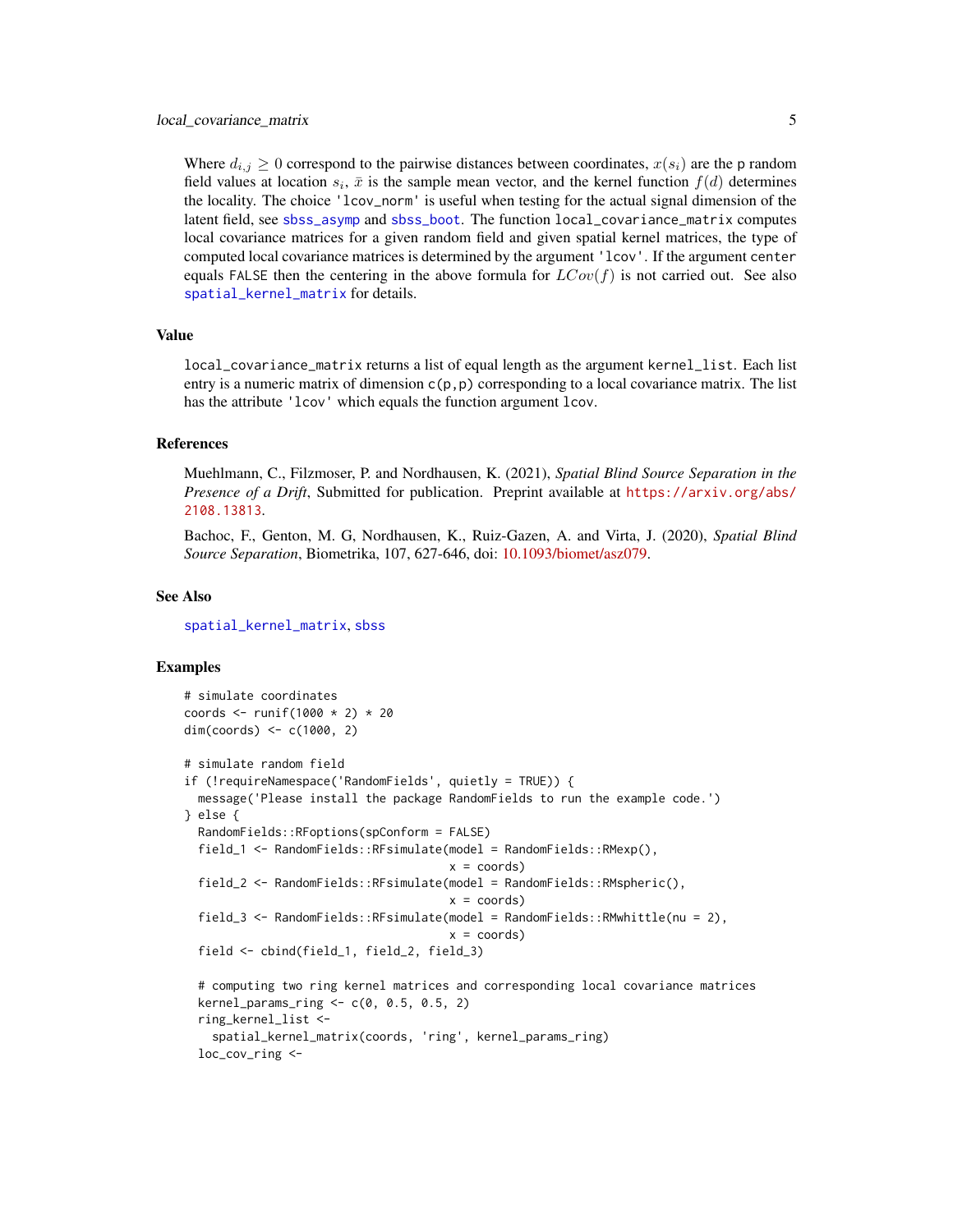Where $d_{i,j} \geq 0$ correspond to the pairwise distances between coordinates, $x(s_i)$ are the p random field values at location $s_i$, $\bar{x}$ is the sample mean vector, and the kernel function $f(d)$ determines the locality. The choice 'lcov_norm' is useful when testing for the actual signal dimension of the latent field, see sbss_asymp and sbss_boot. The function local_covariance_matrix computes local covariance matrices for a given random field and given spatial kernel matrices, the type of computed local covariance matrices is determined by the argument 'lcov'. If the argument center equals FALSE then the centering in the above formula for $LCov(f)$ is not carried out. See also spatial_kernel_matrix for details.

## Value

local_covariance_matrix returns a list of equal length as the argument kernel_list. Each list entry is a numeric matrix of dimension c(p,p) corresponding to a local covariance matrix. The list has the attribute 'lcov' which equals the function argument lcov.

## References

Muehlmann, C., Filzmoser, P. and Nordhausen, K. (2021), *Spatial Blind Source Separation in the Presence of a Drift*, Submitted for publication. Preprint available at https://arxiv.org/abs/2108.13813.

Bachoc, F., Genton, M. G, Nordhausen, K., Ruiz-Gazen, A. and Virta, J. (2020), *Spatial Blind Source Separation*, Biometrika, 107, 627-646, doi: 10.1093/biomet/asz079.

## See Also

spatial_kernel_matrix, sbss

## Examples

```
# simulate coordinates
coords <- runif(1000 * 2) * 20
dim(coords) <- c(1000, 2)

# simulate random field
if (!requireNamespace('RandomFields', quietly = TRUE)) {
  message('Please install the package RandomFields to run the example code.')
} else {
  RandomFields::RFoptions(spConform = FALSE)
  field_1 <- RandomFields::RFsimulate(model = RandomFields::RMexp(),
                                      x = coords)
  field_2 <- RandomFields::RFsimulate(model = RandomFields::RMspheric(),
                                      x = coords)
  field_3 <- RandomFields::RFsimulate(model = RandomFields::RMwhittle(nu = 2),
                                      x = coords)
  field <- cbind(field_1, field_2, field_3)

  # computing two ring kernel matrices and corresponding local covariance matrices
  kernel_params_ring <- c(0, 0.5, 0.5, 2)
  ring_kernel_list <-
    spatial_kernel_matrix(coords, 'ring', kernel_params_ring)
  loc_cov_ring <-
```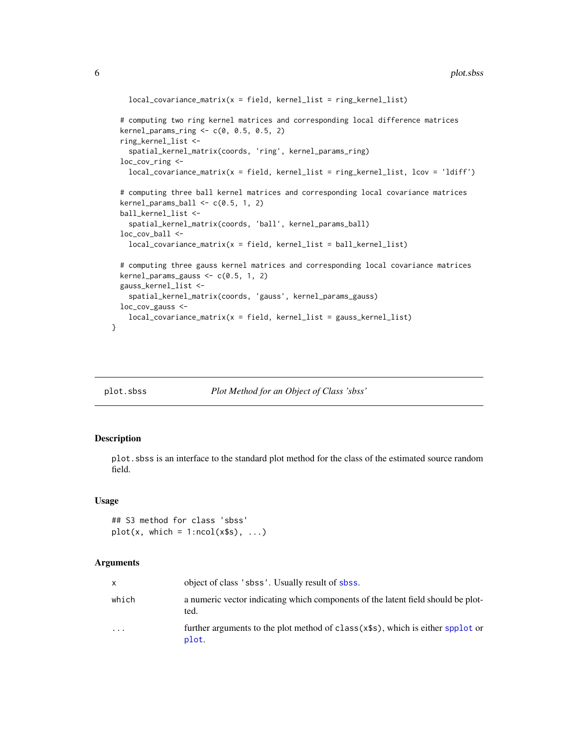```
    local_covariance_matrix(x = field, kernel_list = ring_kernel_list)

  # computing two ring kernel matrices and corresponding local difference matrices
  kernel_params_ring <- c(0, 0.5, 0.5, 2)
  ring_kernel_list <-
    spatial_kernel_matrix(coords, 'ring', kernel_params_ring)
  loc_cov_ring <-
    local_covariance_matrix(x = field, kernel_list = ring_kernel_list, lcov = 'ldiff')

  # computing three ball kernel matrices and corresponding local covariance matrices
  kernel_params_ball <- c(0.5, 1, 2)
  ball_kernel_list <-
    spatial_kernel_matrix(coords, 'ball', kernel_params_ball)
  loc_cov_ball <-
    local_covariance_matrix(x = field, kernel_list = ball_kernel_list)

  # computing three gauss kernel matrices and corresponding local covariance matrices
  kernel_params_gauss <- c(0.5, 1, 2)
  gauss_kernel_list <-
    spatial_kernel_matrix(coords, 'gauss', kernel_params_gauss)
  loc_cov_gauss <-
    local_covariance_matrix(x = field, kernel_list = gauss_kernel_list)
}
```

---

## plot.sbss *Plot Method for an Object of Class 'sbss'*

---

### Description

`plot.sbss` is an interface to the standard plot method for the class of the estimated source random field.

### Usage

```
## S3 method for class 'sbss'
plot(x, which = 1:ncol(x$s), ...)
```

### Arguments

| | |
|---|---|
| `x` | object of class `'sbss'`. Usually result of `sbss`. |
| `which` | a numeric vector indicating which components of the latent field should be plotted. |
| `...` | further arguments to the plot method of `class(x$s)`, which is either `spplot` or `plot`. |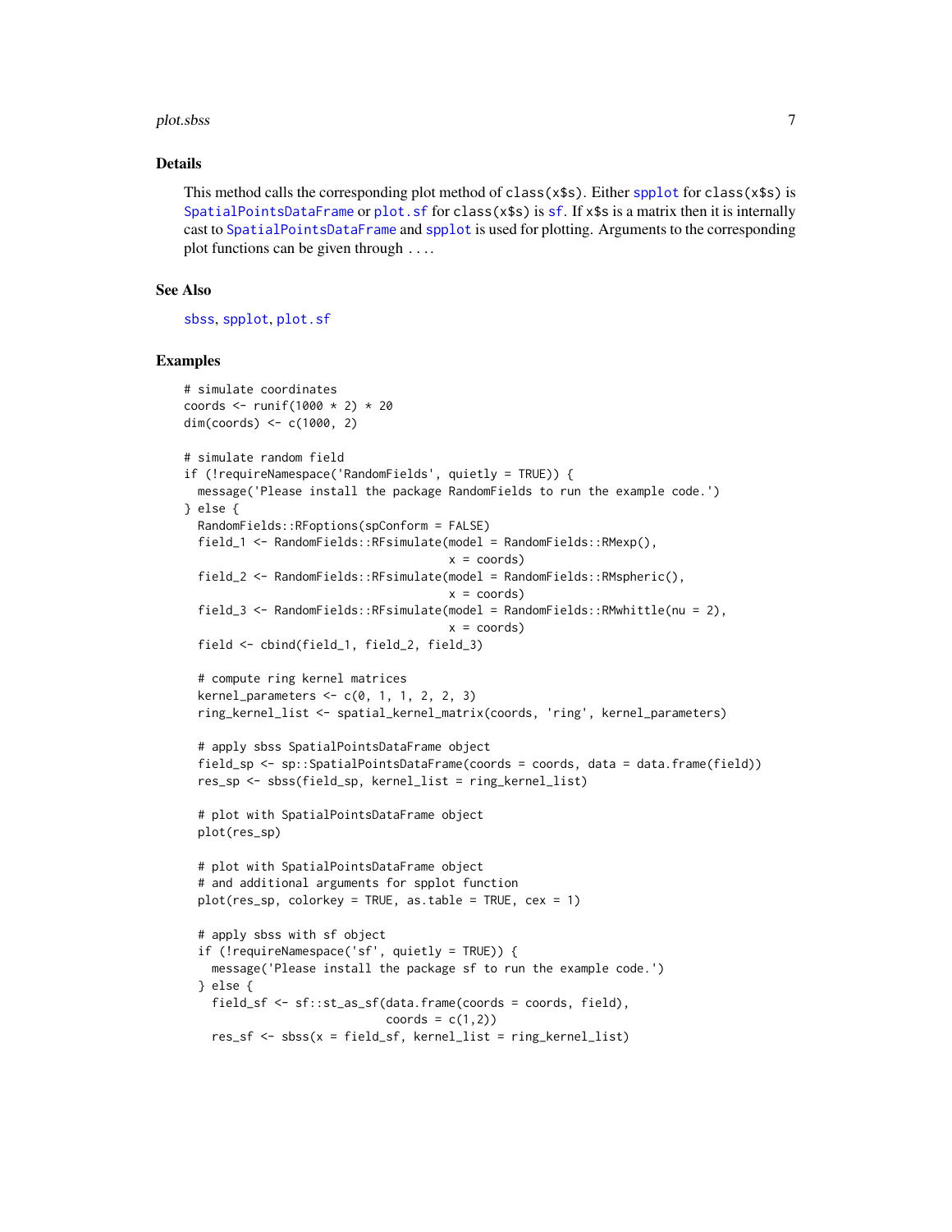## Details

This method calls the corresponding plot method of `class(x$s)`. Either `spplot` for `class(x$s)` is `SpatialPointsDataFrame` or `plot.sf` for `class(x$s)` is `sf`. If `x$s` is a matrix then it is internally cast to `SpatialPointsDataFrame` and `spplot` is used for plotting. Arguments to the corresponding plot functions can be given through `...`.

## See Also

`sbss`, `spplot`, `plot.sf`

## Examples

```
# simulate coordinates
coords <- runif(1000 * 2) * 20
dim(coords) <- c(1000, 2)

# simulate random field
if (!requireNamespace('RandomFields', quietly = TRUE)) {
  message('Please install the package RandomFields to run the example code.')
} else {
  RandomFields::RFoptions(spConform = FALSE)
  field_1 <- RandomFields::RFsimulate(model = RandomFields::RMexp(),
                                      x = coords)
  field_2 <- RandomFields::RFsimulate(model = RandomFields::RMspheric(),
                                      x = coords)
  field_3 <- RandomFields::RFsimulate(model = RandomFields::RMwhittle(nu = 2),
                                      x = coords)
  field <- cbind(field_1, field_2, field_3)

  # compute ring kernel matrices
  kernel_parameters <- c(0, 1, 1, 2, 2, 3)
  ring_kernel_list <- spatial_kernel_matrix(coords, 'ring', kernel_parameters)

  # apply sbss SpatialPointsDataFrame object
  field_sp <- sp::SpatialPointsDataFrame(coords = coords, data = data.frame(field))
  res_sp <- sbss(field_sp, kernel_list = ring_kernel_list)

  # plot with SpatialPointsDataFrame object
  plot(res_sp)

  # plot with SpatialPointsDataFrame object
  # and additional arguments for spplot function
  plot(res_sp, colorkey = TRUE, as.table = TRUE, cex = 1)

  # apply sbss with sf object
  if (!requireNamespace('sf', quietly = TRUE)) {
    message('Please install the package sf to run the example code.')
  } else {
    field_sf <- sf::st_as_sf(data.frame(coords = coords, field),
                             coords = c(1,2))
    res_sf <- sbss(x = field_sf, kernel_list = ring_kernel_list)
```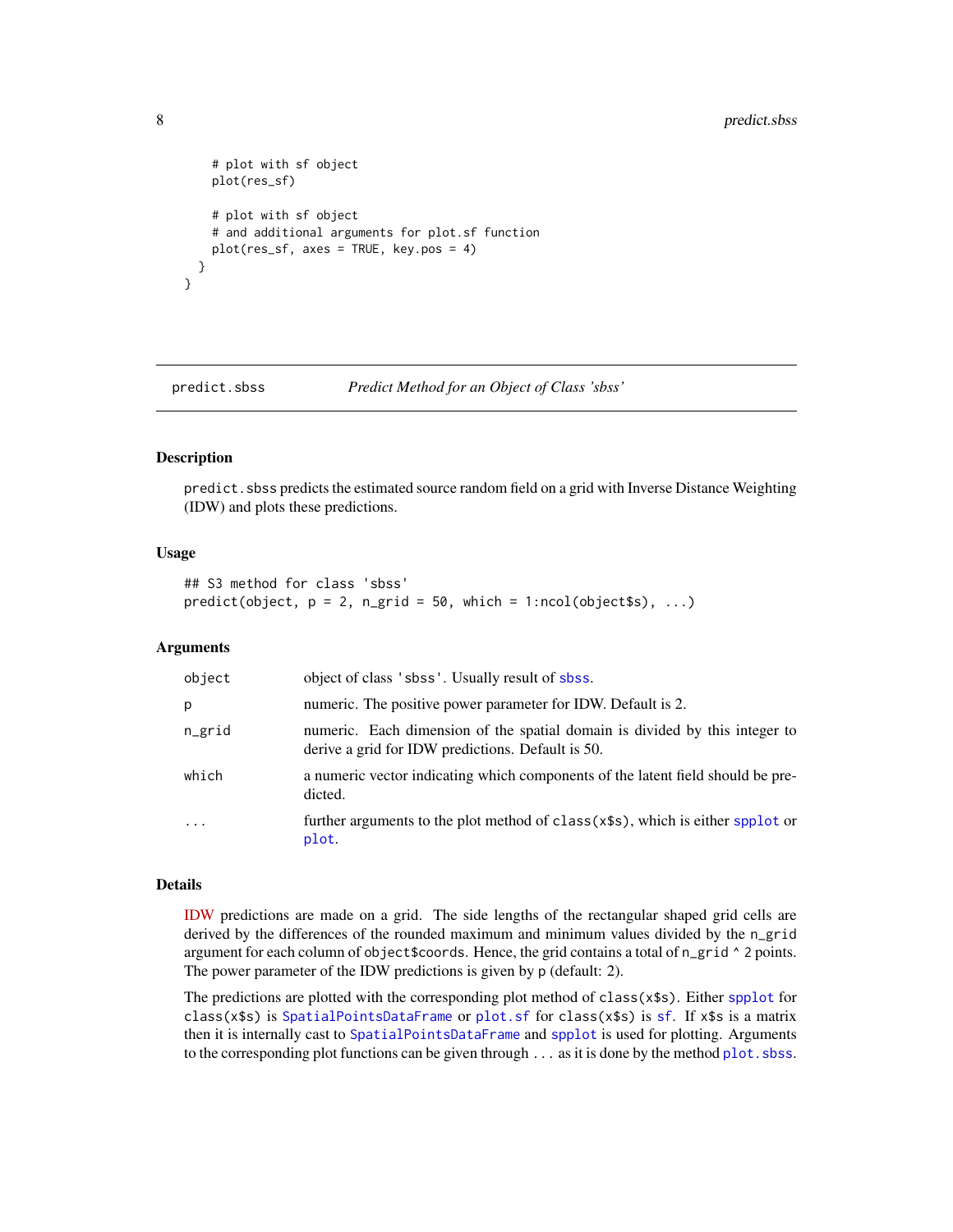```
    # plot with sf object
    plot(res_sf)

    # plot with sf object
    # and additional arguments for plot.sf function
    plot(res_sf, axes = TRUE, key.pos = 4)
  }
}
```

---

predict.sbss *Predict Method for an Object of Class 'sbss'*

---

## Description

predict.sbss predicts the estimated source random field on a grid with Inverse Distance Weighting (IDW) and plots these predictions.

## Usage

```
## S3 method for class 'sbss'
predict(object, p = 2, n_grid = 50, which = 1:ncol(object$s), ...)
```

## Arguments

| | |
|---|---|
| object | object of class 'sbss'. Usually result of sbss. |
| p | numeric. The positive power parameter for IDW. Default is 2. |
| n_grid | numeric. Each dimension of the spatial domain is divided by this integer to derive a grid for IDW predictions. Default is 50. |
| which | a numeric vector indicating which components of the latent field should be predicted. |
| ... | further arguments to the plot method of class(x$s), which is either spplot or plot. |

## Details

IDW predictions are made on a grid. The side lengths of the rectangular shaped grid cells are derived by the differences of the rounded maximum and minimum values divided by the n_grid argument for each column of object$coords. Hence, the grid contains a total of n_grid ^ 2 points. The power parameter of the IDW predictions is given by p (default: 2).

The predictions are plotted with the corresponding plot method of class(x$s). Either spplot for class(x$s) is SpatialPointsDataFrame or plot.sf for class(x$s) is sf. If x$s is a matrix then it is internally cast to SpatialPointsDataFrame and spplot is used for plotting. Arguments to the corresponding plot functions can be given through ... as it is done by the method plot.sbss.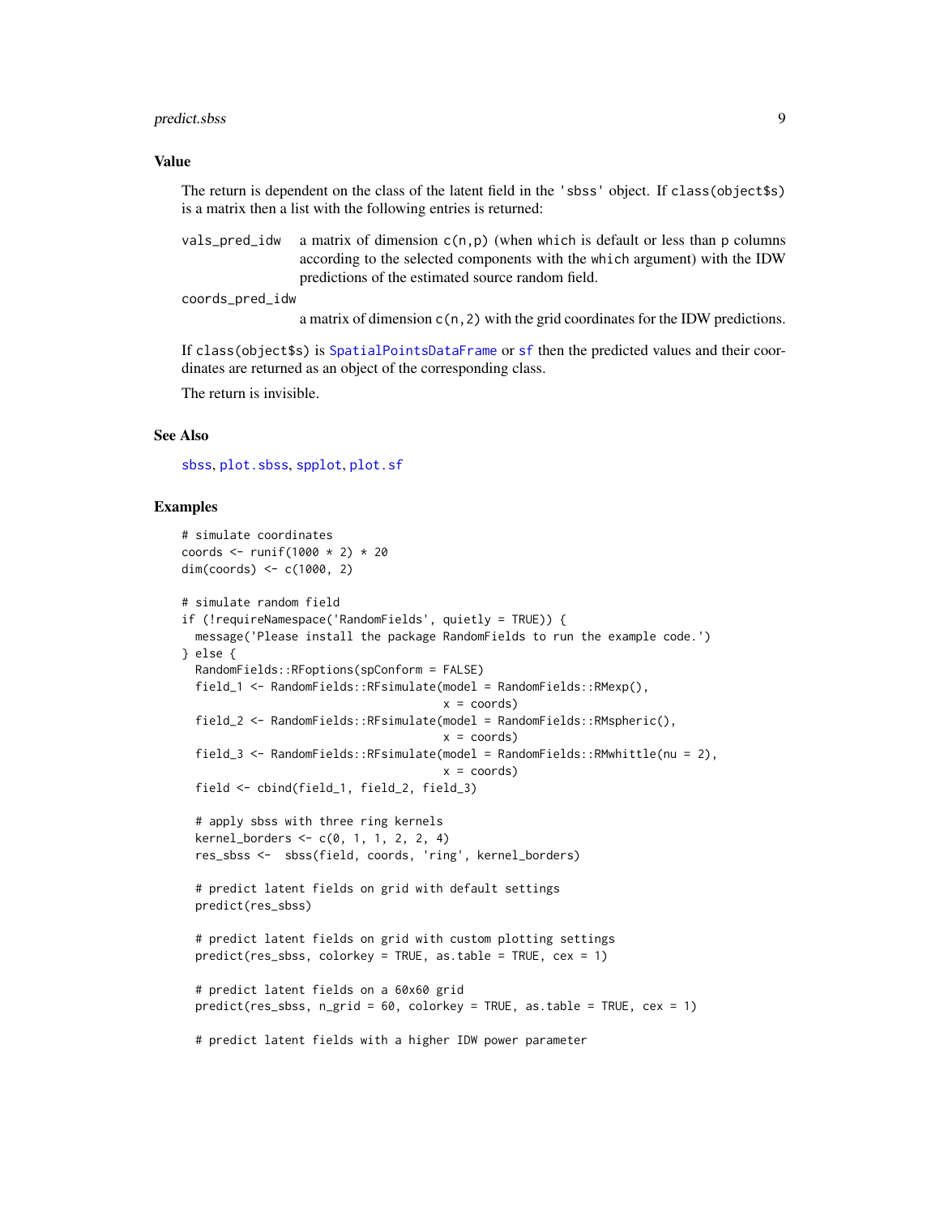## Value

The return is dependent on the class of the latent field in the `'sbss'` object. If `class(object$s)` is a matrix then a list with the following entries is returned:

`vals_pred_idw` a matrix of dimension `c(n,p)` (when `which` is default or less than `p` columns according to the selected components with the `which` argument) with the IDW predictions of the estimated source random field.

`coords_pred_idw` a matrix of dimension `c(n,2)` with the grid coordinates for the IDW predictions.

If `class(object$s)` is `SpatialPointsDataFrame` or `sf` then the predicted values and their coordinates are returned as an object of the corresponding class.

The return is invisible.

## See Also

`sbss`, `plot.sbss`, `spplot`, `plot.sf`

## Examples

```
# simulate coordinates
coords <- runif(1000 * 2) * 20
dim(coords) <- c(1000, 2)

# simulate random field
if (!requireNamespace('RandomFields', quietly = TRUE)) {
  message('Please install the package RandomFields to run the example code.')
} else {
  RandomFields::RFoptions(spConform = FALSE)
  field_1 <- RandomFields::RFsimulate(model = RandomFields::RMexp(),
                                      x = coords)
  field_2 <- RandomFields::RFsimulate(model = RandomFields::RMspheric(),
                                      x = coords)
  field_3 <- RandomFields::RFsimulate(model = RandomFields::RMwhittle(nu = 2),
                                      x = coords)
  field <- cbind(field_1, field_2, field_3)

  # apply sbss with three ring kernels
  kernel_borders <- c(0, 1, 1, 2, 2, 4)
  res_sbss <-  sbss(field, coords, 'ring', kernel_borders)

  # predict latent fields on grid with default settings
  predict(res_sbss)

  # predict latent fields on grid with custom plotting settings
  predict(res_sbss, colorkey = TRUE, as.table = TRUE, cex = 1)

  # predict latent fields on a 60x60 grid
  predict(res_sbss, n_grid = 60, colorkey = TRUE, as.table = TRUE, cex = 1)

  # predict latent fields with a higher IDW power parameter
```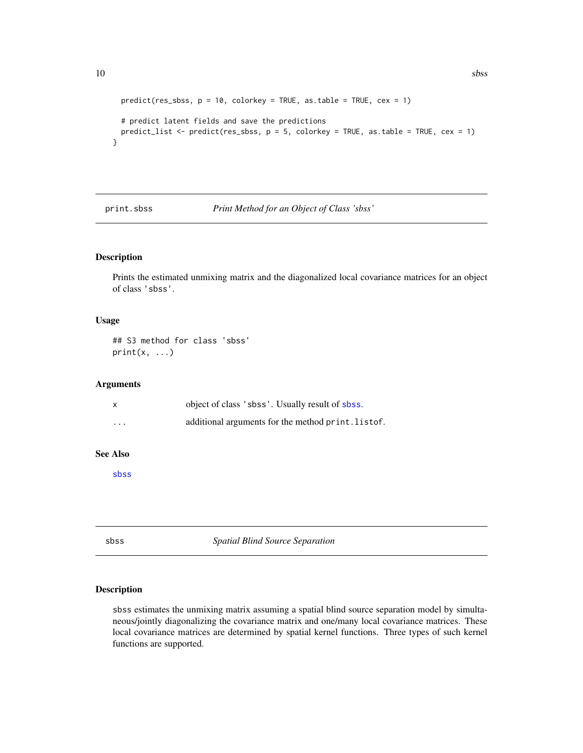```
  predict(res_sbss, p = 10, colorkey = TRUE, as.table = TRUE, cex = 1)

  # predict latent fields and save the predictions
  predict_list <- predict(res_sbss, p = 5, colorkey = TRUE, as.table = TRUE, cex = 1)
}
```

## print.sbss — *Print Method for an Object of Class 'sbss'*

### Description

Prints the estimated unmixing matrix and the diagonalized local covariance matrices for an object of class 'sbss'.

### Usage

```
## S3 method for class 'sbss'
print(x, ...)
```

### Arguments

| | |
|---|---|
| x | object of class 'sbss'. Usually result of sbss. |
| ... | additional arguments for the method print.listof. |

### See Also

sbss

## sbss — *Spatial Blind Source Separation*

### Description

sbss estimates the unmixing matrix assuming a spatial blind source separation model by simultaneous/jointly diagonalizing the covariance matrix and one/many local covariance matrices. These local covariance matrices are determined by spatial kernel functions. Three types of such kernel functions are supported.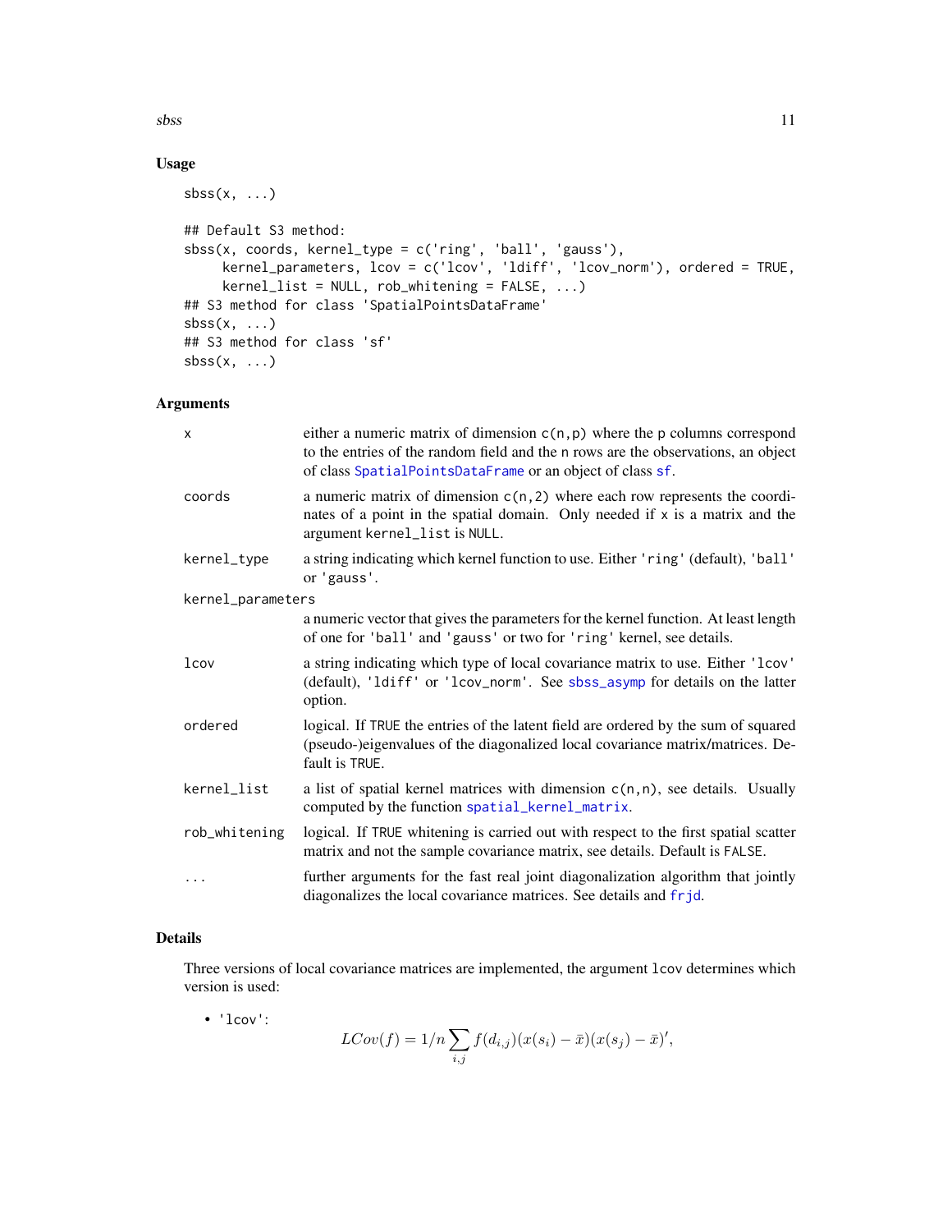## Usage

```
sbss(x, ...)

## Default S3 method:
sbss(x, coords, kernel_type = c('ring', 'ball', 'gauss'),
     kernel_parameters, lcov = c('lcov', 'ldiff', 'lcov_norm'), ordered = TRUE,
     kernel_list = NULL, rob_whitening = FALSE, ...)
## S3 method for class 'SpatialPointsDataFrame'
sbss(x, ...)
## S3 method for class 'sf'
sbss(x, ...)
```

## Arguments

| | |
|---|---|
| x | either a numeric matrix of dimension c(n,p) where the p columns correspond to the entries of the random field and the n rows are the observations, an object of class SpatialPointsDataFrame or an object of class sf. |
| coords | a numeric matrix of dimension c(n,2) where each row represents the coordinates of a point in the spatial domain. Only needed if x is a matrix and the argument kernel_list is NULL. |
| kernel_type | a string indicating which kernel function to use. Either 'ring' (default), 'ball' or 'gauss'. |
| kernel_parameters | a numeric vector that gives the parameters for the kernel function. At least length of one for 'ball' and 'gauss' or two for 'ring' kernel, see details. |
| lcov | a string indicating which type of local covariance matrix to use. Either 'lcov' (default), 'ldiff' or 'lcov_norm'. See sbss_asymp for details on the latter option. |
| ordered | logical. If TRUE the entries of the latent field are ordered by the sum of squared (pseudo-)eigenvalues of the diagonalized local covariance matrix/matrices. Default is TRUE. |
| kernel_list | a list of spatial kernel matrices with dimension c(n,n), see details. Usually computed by the function spatial_kernel_matrix. |
| rob_whitening | logical. If TRUE whitening is carried out with respect to the first spatial scatter matrix and not the sample covariance matrix, see details. Default is FALSE. |
| ... | further arguments for the fast real joint diagonalization algorithm that jointly diagonalizes the local covariance matrices. See details and frjd. |

## Details

Three versions of local covariance matrices are implemented, the argument lcov determines which version is used:

- 'lcov':

$$LCov(f) = 1/n \sum_{i,j} f(d_{i,j})(x(s_i) - \bar{x})(x(s_j) - \bar{x})',$$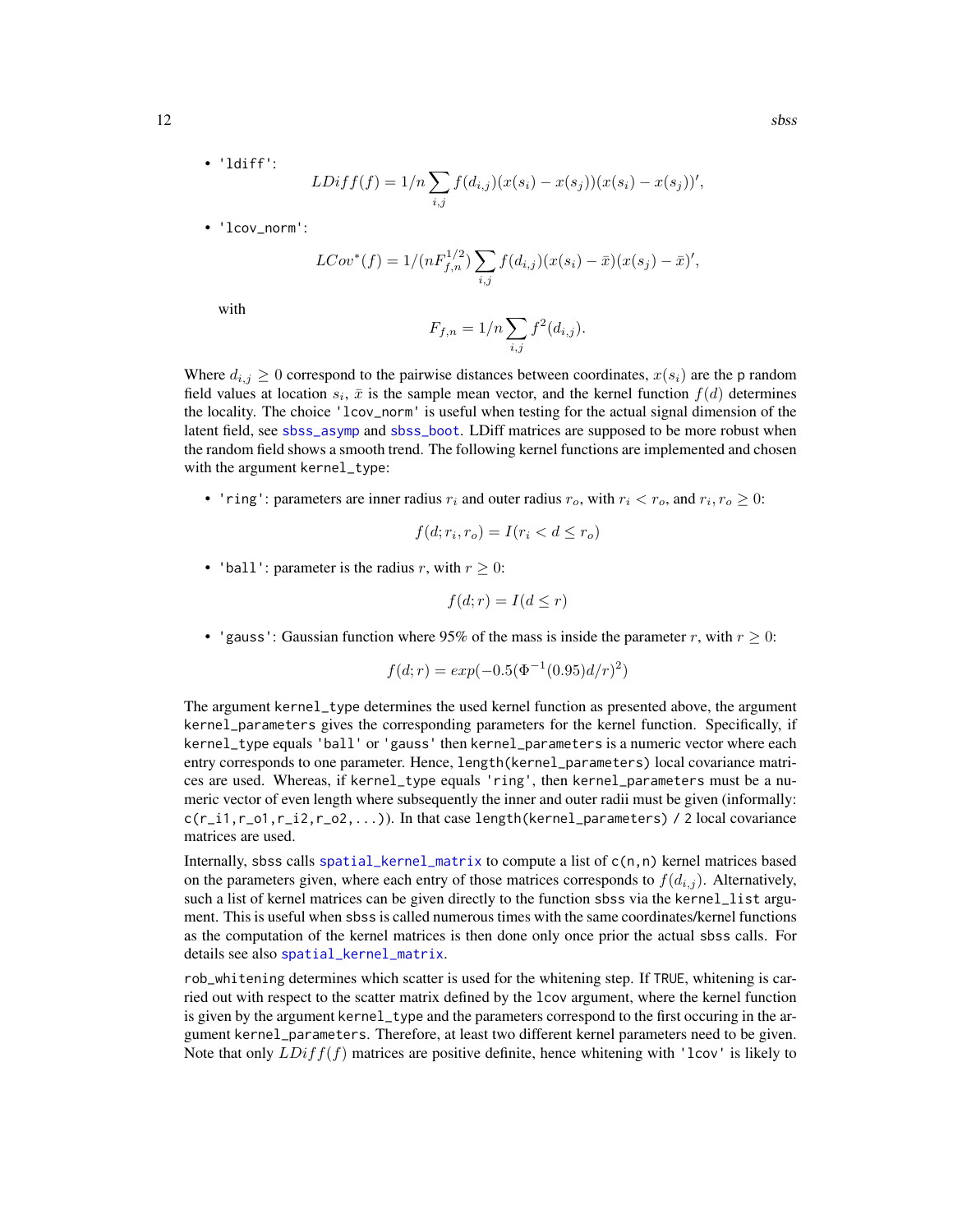- 'ldiff':

$$LDiff(f) = 1/n \sum_{i,j} f(d_{i,j})(x(s_i) - x(s_j))(x(s_i) - x(s_j))',$$

- 'lcov_norm':

$$LCov^*(f) = 1/(nF_{f,n}^{1/2}) \sum_{i,j} f(d_{i,j})(x(s_i) - \bar{x})(x(s_j) - \bar{x})',$$

with

$$F_{f,n} = 1/n \sum_{i,j} f^2(d_{i,j}).$$

Where $d_{i,j} \geq 0$ correspond to the pairwise distances between coordinates, $x(s_i)$ are the p random field values at location $s_i$, $\bar{x}$ is the sample mean vector, and the kernel function $f(d)$ determines the locality. The choice 'lcov_norm' is useful when testing for the actual signal dimension of the latent field, see sbss_asymp and sbss_boot. LDiff matrices are supposed to be more robust when the random field shows a smooth trend. The following kernel functions are implemented and chosen with the argument kernel_type:

- 'ring': parameters are inner radius $r_i$ and outer radius $r_o$, with $r_i < r_o$, and $r_i, r_o \geq 0$:

$$f(d; r_i, r_o) = I(r_i < d \leq r_o)$$

- 'ball': parameter is the radius $r$, with $r \geq 0$:

$$f(d; r) = I(d \leq r)$$

- 'gauss': Gaussian function where 95% of the mass is inside the parameter $r$, with $r \geq 0$:

$$f(d; r) = exp(-0.5(\Phi^{-1}(0.95)d/r)^2)$$

The argument kernel_type determines the used kernel function as presented above, the argument kernel_parameters gives the corresponding parameters for the kernel function. Specifically, if kernel_type equals 'ball' or 'gauss' then kernel_parameters is a numeric vector where each entry corresponds to one parameter. Hence, length(kernel_parameters) local covariance matrices are used. Whereas, if kernel_type equals 'ring', then kernel_parameters must be a numeric vector of even length where subsequently the inner and outer radii must be given (informally: c(r_i1,r_o1,r_i2,r_o2,...)). In that case length(kernel_parameters) / 2 local covariance matrices are used.

Internally, sbss calls spatial_kernel_matrix to compute a list of c(n,n) kernel matrices based on the parameters given, where each entry of those matrices corresponds to $f(d_{i,j})$. Alternatively, such a list of kernel matrices can be given directly to the function sbss via the kernel_list argument. This is useful when sbss is called numerous times with the same coordinates/kernel functions as the computation of the kernel matrices is then done only once prior the actual sbss calls. For details see also spatial_kernel_matrix.

rob_whitening determines which scatter is used for the whitening step. If TRUE, whitening is carried out with respect to the scatter matrix defined by the lcov argument, where the kernel function is given by the argument kernel_type and the parameters correspond to the first occuring in the argument kernel_parameters. Therefore, at least two different kernel parameters need to be given. Note that only $LDiff(f)$ matrices are positive definite, hence whitening with 'lcov' is likely to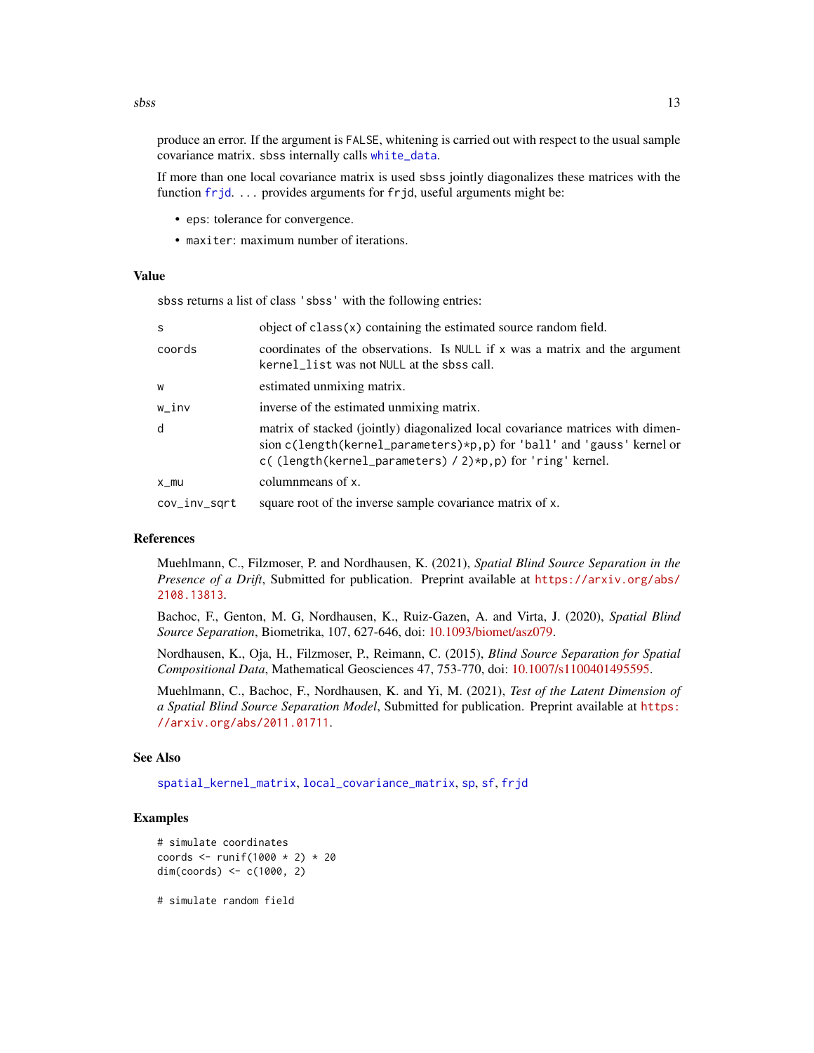produce an error. If the argument is FALSE, whitening is carried out with respect to the usual sample covariance matrix. sbss internally calls white_data.

If more than one local covariance matrix is used sbss jointly diagonalizes these matrices with the function frjd. ... provides arguments for frjd, useful arguments might be:

- eps: tolerance for convergence.
- maxiter: maximum number of iterations.

## Value

sbss returns a list of class 'sbss' with the following entries:

| | |
|---|---|
| s | object of class(x) containing the estimated source random field. |
| coords | coordinates of the observations. Is NULL if x was a matrix and the argument kernel_list was not NULL at the sbss call. |
| w | estimated unmixing matrix. |
| w_inv | inverse of the estimated unmixing matrix. |
| d | matrix of stacked (jointly) diagonalized local covariance matrices with dimension c(length(kernel_parameters)*p,p) for 'ball' and 'gauss' kernel or c( (length(kernel_parameters) / 2)*p,p) for 'ring' kernel. |
| x_mu | columnmeans of x. |
| cov_inv_sqrt | square root of the inverse sample covariance matrix of x. |

## References

Muehlmann, C., Filzmoser, P. and Nordhausen, K. (2021), *Spatial Blind Source Separation in the Presence of a Drift*, Submitted for publication. Preprint available at https://arxiv.org/abs/2108.13813.

Bachoc, F., Genton, M. G, Nordhausen, K., Ruiz-Gazen, A. and Virta, J. (2020), *Spatial Blind Source Separation*, Biometrika, 107, 627-646, doi: 10.1093/biomet/asz079.

Nordhausen, K., Oja, H., Filzmoser, P., Reimann, C. (2015), *Blind Source Separation for Spatial Compositional Data*, Mathematical Geosciences 47, 753-770, doi: 10.1007/s1100401495595.

Muehlmann, C., Bachoc, F., Nordhausen, K. and Yi, M. (2021), *Test of the Latent Dimension of a Spatial Blind Source Separation Model*, Submitted for publication. Preprint available at https://arxiv.org/abs/2011.01711.

## See Also

spatial_kernel_matrix, local_covariance_matrix, sp, sf, frjd

## Examples

```
# simulate coordinates
coords <- runif(1000 * 2) * 20
dim(coords) <- c(1000, 2)

# simulate random field
```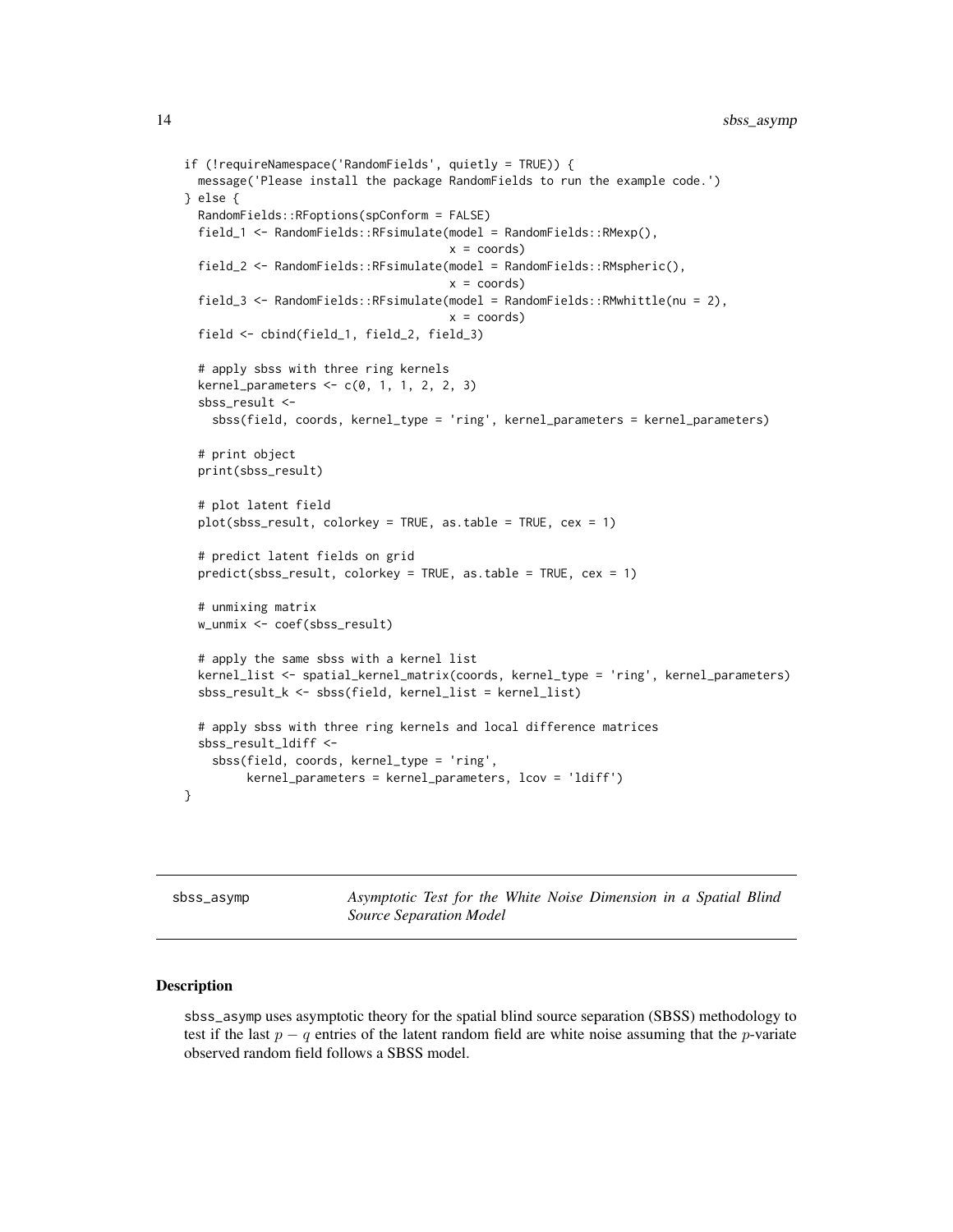```
if (!requireNamespace('RandomFields', quietly = TRUE)) {
  message('Please install the package RandomFields to run the example code.')
} else {
  RandomFields::RFoptions(spConform = FALSE)
  field_1 <- RandomFields::RFsimulate(model = RandomFields::RMexp(),
                                      x = coords)
  field_2 <- RandomFields::RFsimulate(model = RandomFields::RMspheric(),
                                      x = coords)
  field_3 <- RandomFields::RFsimulate(model = RandomFields::RMwhittle(nu = 2),
                                      x = coords)
  field <- cbind(field_1, field_2, field_3)

  # apply sbss with three ring kernels
  kernel_parameters <- c(0, 1, 1, 2, 2, 3)
  sbss_result <-
    sbss(field, coords, kernel_type = 'ring', kernel_parameters = kernel_parameters)

  # print object
  print(sbss_result)

  # plot latent field
  plot(sbss_result, colorkey = TRUE, as.table = TRUE, cex = 1)

  # predict latent fields on grid
  predict(sbss_result, colorkey = TRUE, as.table = TRUE, cex = 1)

  # unmixing matrix
  w_unmix <- coef(sbss_result)

  # apply the same sbss with a kernel list
  kernel_list <- spatial_kernel_matrix(coords, kernel_type = 'ring', kernel_parameters)
  sbss_result_k <- sbss(field, kernel_list = kernel_list)

  # apply sbss with three ring kernels and local difference matrices
  sbss_result_ldiff <-
    sbss(field, coords, kernel_type = 'ring',
         kernel_parameters = kernel_parameters, lcov = 'ldiff')
}
```

---

## sbss_asymp — *Asymptotic Test for the White Noise Dimension in a Spatial Blind Source Separation Model*

---

### Description

sbss_asymp uses asymptotic theory for the spatial blind source separation (SBSS) methodology to test if the last $p - q$ entries of the latent random field are white noise assuming that the $p$-variate observed random field follows a SBSS model.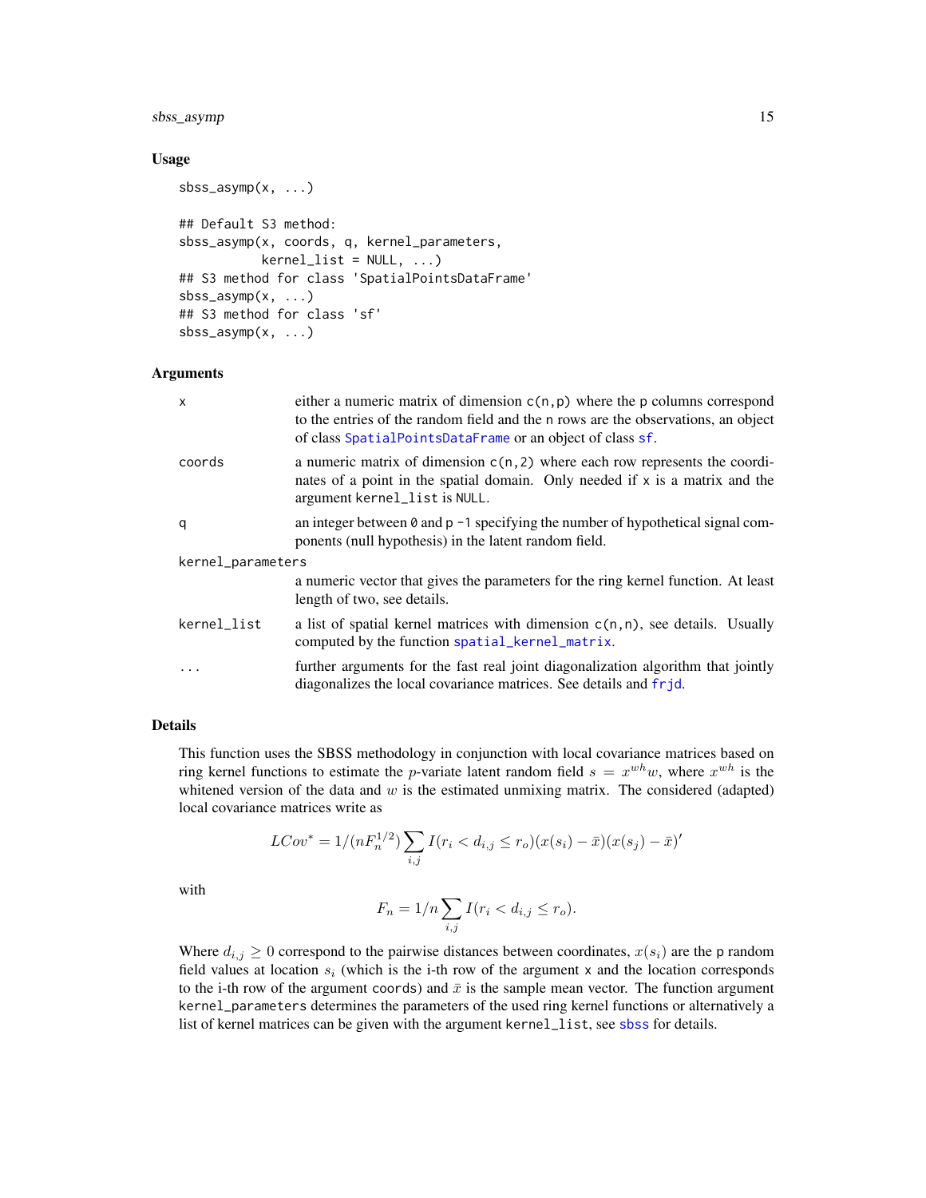### Usage

```
sbss_asymp(x, ...)

## Default S3 method:
sbss_asymp(x, coords, q, kernel_parameters,
           kernel_list = NULL, ...)
## S3 method for class 'SpatialPointsDataFrame'
sbss_asymp(x, ...)
## S3 method for class 'sf'
sbss_asymp(x, ...)
```

### Arguments

| | |
|---|---|
| x | either a numeric matrix of dimension `c(n,p)` where the `p` columns correspond to the entries of the random field and the `n` rows are the observations, an object of class SpatialPointsDataFrame or an object of class sf. |
| coords | a numeric matrix of dimension `c(n,2)` where each row represents the coordinates of a point in the spatial domain. Only needed if `x` is a matrix and the argument `kernel_list` is `NULL`. |
| q | an integer between `0` and `p -1` specifying the number of hypothetical signal components (null hypothesis) in the latent random field. |
| kernel_parameters | a numeric vector that gives the parameters for the ring kernel function. At least length of two, see details. |
| kernel_list | a list of spatial kernel matrices with dimension `c(n,n)`, see details. Usually computed by the function spatial_kernel_matrix. |
| ... | further arguments for the fast real joint diagonalization algorithm that jointly diagonalizes the local covariance matrices. See details and frjd. |

### Details

This function uses the SBSS methodology in conjunction with local covariance matrices based on ring kernel functions to estimate the $p$-variate latent random field $s = x^{wh}w$, where $x^{wh}$ is the whitened version of the data and $w$ is the estimated unmixing matrix. The considered (adapted) local covariance matrices write as

$$LCov^* = 1/(nF_n^{1/2}) \sum_{i,j} I(r_i < d_{i,j} \leq r_o)(x(s_i) - \bar{x})(x(s_j) - \bar{x})'$$

with

$$F_n = 1/n \sum_{i,j} I(r_i < d_{i,j} \leq r_o).$$

Where $d_{i,j} \geq 0$ correspond to the pairwise distances between coordinates, $x(s_i)$ are the `p` random field values at location $s_i$ (which is the i-th row of the argument `x` and the location corresponds to the i-th row of the argument `coords`) and $\bar{x}$ is the sample mean vector. The function argument `kernel_parameters` determines the parameters of the used ring kernel functions or alternatively a list of kernel matrices can be given with the argument `kernel_list`, see sbss for details.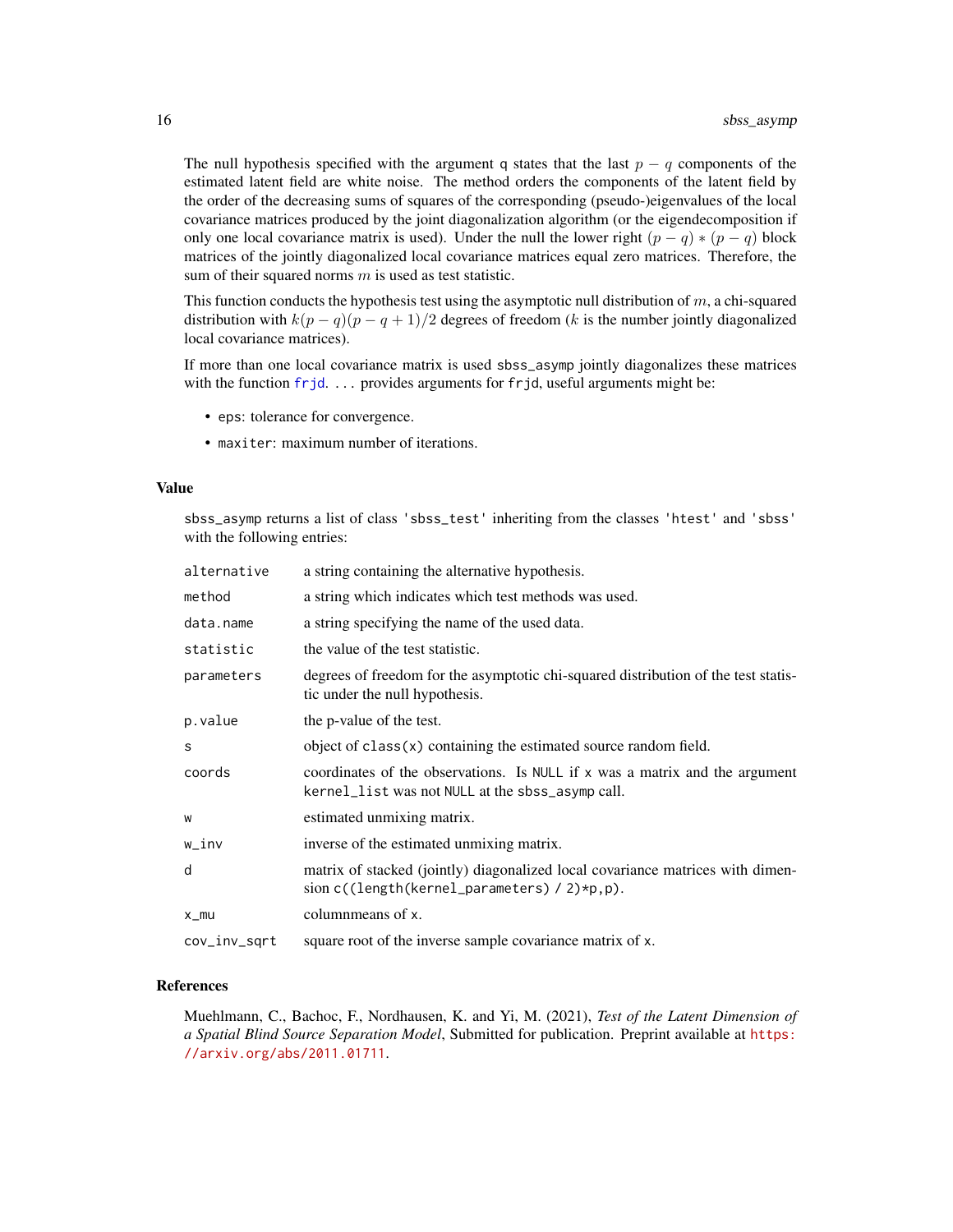The null hypothesis specified with the argument q states that the last $p - q$ components of the estimated latent field are white noise. The method orders the components of the latent field by the order of the decreasing sums of squares of the corresponding (pseudo-)eigenvalues of the local covariance matrices produced by the joint diagonalization algorithm (or the eigendecomposition if only one local covariance matrix is used). Under the null the lower right $(p - q) * (p - q)$ block matrices of the jointly diagonalized local covariance matrices equal zero matrices. Therefore, the sum of their squared norms $m$ is used as test statistic.

This function conducts the hypothesis test using the asymptotic null distribution of $m$, a chi-squared distribution with $k(p - q)(p - q + 1)/2$ degrees of freedom ($k$ is the number jointly diagonalized local covariance matrices).

If more than one local covariance matrix is used `sbss_asymp` jointly diagonalizes these matrices with the function `frjd`. `...` provides arguments for `frjd`, useful arguments might be:

- `eps`: tolerance for convergence.
- `maxiter`: maximum number of iterations.

## Value

`sbss_asymp` returns a list of class `'sbss_test'` inheriting from the classes `'htest'` and `'sbss'` with the following entries:

| | |
|---|---|
| `alternative` | a string containing the alternative hypothesis. |
| `method` | a string which indicates which test methods was used. |
| `data.name` | a string specifying the name of the used data. |
| `statistic` | the value of the test statistic. |
| `parameters` | degrees of freedom for the asymptotic chi-squared distribution of the test statistic under the null hypothesis. |
| `p.value` | the p-value of the test. |
| `s` | object of `class(x)` containing the estimated source random field. |
| `coords` | coordinates of the observations. Is `NULL` if `x` was a matrix and the argument `kernel_list` was not `NULL` at the `sbss_asymp` call. |
| `w` | estimated unmixing matrix. |
| `w_inv` | inverse of the estimated unmixing matrix. |
| `d` | matrix of stacked (jointly) diagonalized local covariance matrices with dimension `c((length(kernel_parameters) / 2)*p,p)`. |
| `x_mu` | columnmeans of `x`. |
| `cov_inv_sqrt` | square root of the inverse sample covariance matrix of `x`. |

## References

Muehlmann, C., Bachoc, F., Nordhausen, K. and Yi, M. (2021), *Test of the Latent Dimension of a Spatial Blind Source Separation Model*, Submitted for publication. Preprint available at https://arxiv.org/abs/2011.01711.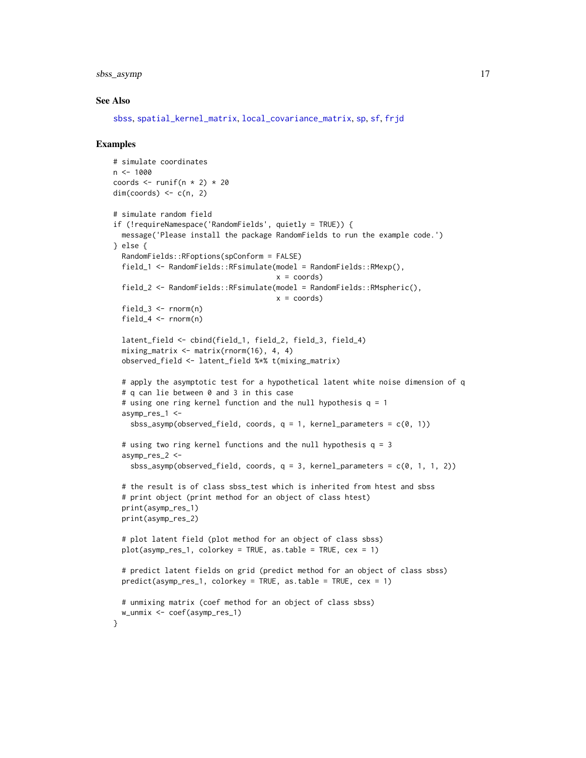### See Also

sbss, spatial_kernel_matrix, local_covariance_matrix, sp, sf, frjd

### Examples

```
# simulate coordinates
n <- 1000
coords <- runif(n * 2) * 20
dim(coords) <- c(n, 2)

# simulate random field
if (!requireNamespace('RandomFields', quietly = TRUE)) {
  message('Please install the package RandomFields to run the example code.')
} else {
  RandomFields::RFoptions(spConform = FALSE)
  field_1 <- RandomFields::RFsimulate(model = RandomFields::RMexp(),
                                      x = coords)
  field_2 <- RandomFields::RFsimulate(model = RandomFields::RMspheric(),
                                      x = coords)
  field_3 <- rnorm(n)
  field_4 <- rnorm(n)

  latent_field <- cbind(field_1, field_2, field_3, field_4)
  mixing_matrix <- matrix(rnorm(16), 4, 4)
  observed_field <- latent_field %*% t(mixing_matrix)

  # apply the asymptotic test for a hypothetical latent white noise dimension of q
  # q can lie between 0 and 3 in this case
  # using one ring kernel function and the null hypothesis q = 1
  asymp_res_1 <-
    sbss_asymp(observed_field, coords, q = 1, kernel_parameters = c(0, 1))

  # using two ring kernel functions and the null hypothesis q = 3
  asymp_res_2 <-
    sbss_asymp(observed_field, coords, q = 3, kernel_parameters = c(0, 1, 1, 2))

  # the result is of class sbss_test which is inherited from htest and sbss
  # print object (print method for an object of class htest)
  print(asymp_res_1)
  print(asymp_res_2)

  # plot latent field (plot method for an object of class sbss)
  plot(asymp_res_1, colorkey = TRUE, as.table = TRUE, cex = 1)

  # predict latent fields on grid (predict method for an object of class sbss)
  predict(asymp_res_1, colorkey = TRUE, as.table = TRUE, cex = 1)

  # unmixing matrix (coef method for an object of class sbss)
  w_unmix <- coef(asymp_res_1)
}
```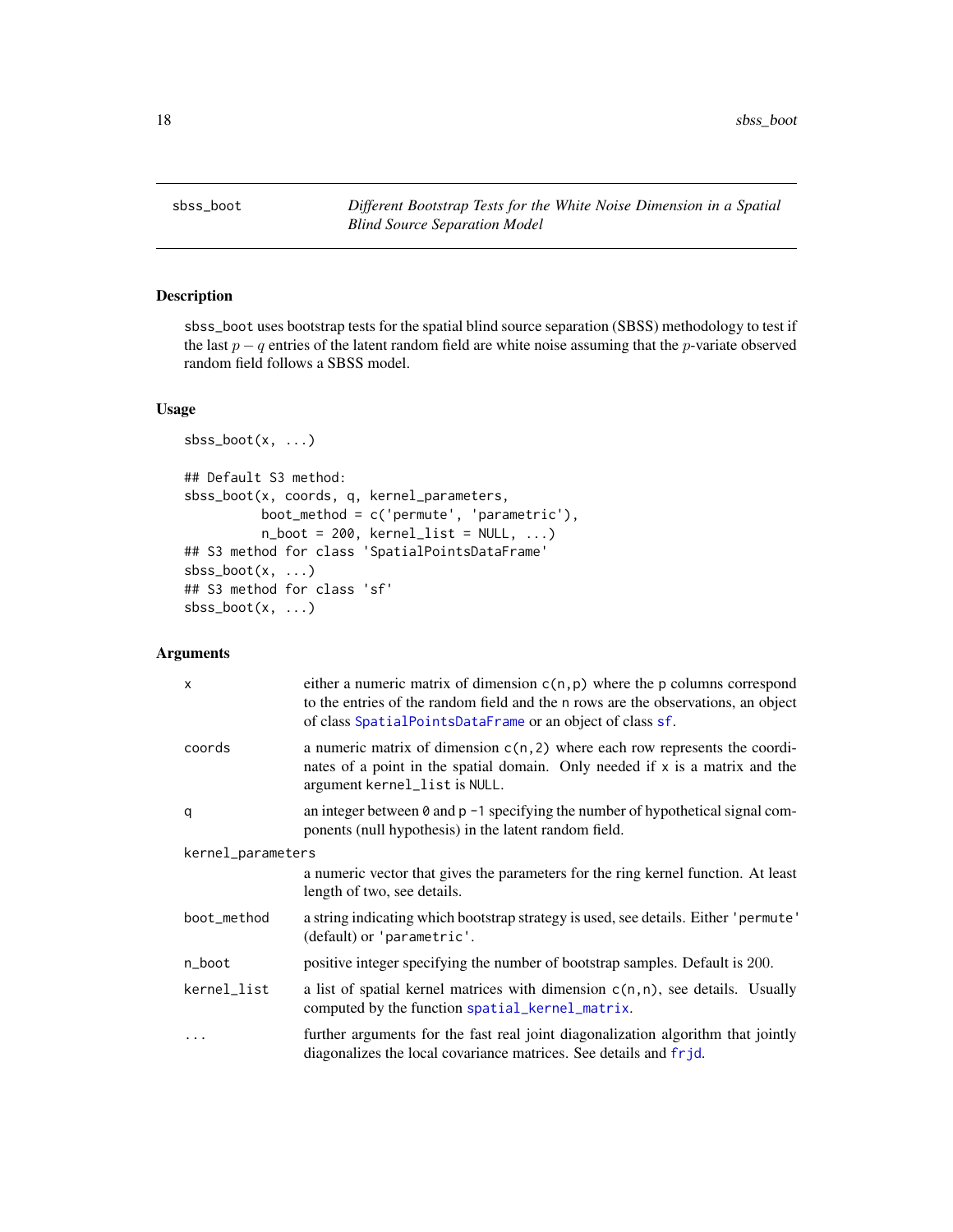# sbss_boot — Different Bootstrap Tests for the White Noise Dimension in a Spatial Blind Source Separation Model

## Description

sbss_boot uses bootstrap tests for the spatial blind source separation (SBSS) methodology to test if the last $p - q$ entries of the latent random field are white noise assuming that the $p$-variate observed random field follows a SBSS model.

## Usage

```
sbss_boot(x, ...)

## Default S3 method:
sbss_boot(x, coords, q, kernel_parameters,
          boot_method = c('permute', 'parametric'),
          n_boot = 200, kernel_list = NULL, ...)
## S3 method for class 'SpatialPointsDataFrame'
sbss_boot(x, ...)
## S3 method for class 'sf'
sbss_boot(x, ...)
```

## Arguments

| Argument | Description |
|---|---|
| x | either a numeric matrix of dimension c(n,p) where the p columns correspond to the entries of the random field and the n rows are the observations, an object of class SpatialPointsDataFrame or an object of class sf. |
| coords | a numeric matrix of dimension c(n,2) where each row represents the coordinates of a point in the spatial domain. Only needed if x is a matrix and the argument kernel_list is NULL. |
| q | an integer between 0 and p -1 specifying the number of hypothetical signal components (null hypothesis) in the latent random field. |
| kernel_parameters | a numeric vector that gives the parameters for the ring kernel function. At least length of two, see details. |
| boot_method | a string indicating which bootstrap strategy is used, see details. Either 'permute' (default) or 'parametric'. |
| n_boot | positive integer specifying the number of bootstrap samples. Default is 200. |
| kernel_list | a list of spatial kernel matrices with dimension c(n,n), see details. Usually computed by the function spatial_kernel_matrix. |
| ... | further arguments for the fast real joint diagonalization algorithm that jointly diagonalizes the local covariance matrices. See details and frjd. |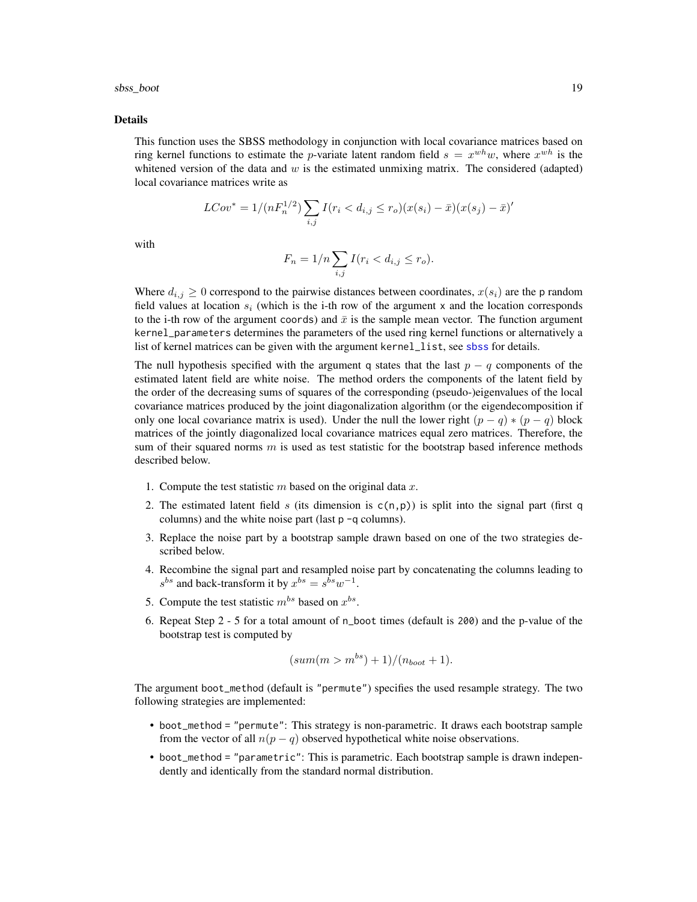### Details

This function uses the SBSS methodology in conjunction with local covariance matrices based on ring kernel functions to estimate the $p$-variate latent random field $s = x^{wh}w$, where $x^{wh}$ is the whitened version of the data and $w$ is the estimated unmixing matrix. The considered (adapted) local covariance matrices write as

$$LCov^* = 1/(nF_n^{1/2}) \sum_{i,j} I(r_i < d_{i,j} \leq r_o)(x(s_i) - \bar{x})(x(s_j) - \bar{x})'$$

with

$$F_n = 1/n \sum_{i,j} I(r_i < d_{i,j} \leq r_o).$$

Where $d_{i,j} \geq 0$ correspond to the pairwise distances between coordinates, $x(s_i)$ are the p random field values at location $s_i$ (which is the i-th row of the argument x and the location corresponds to the i-th row of the argument coords) and $\bar{x}$ is the sample mean vector. The function argument kernel_parameters determines the parameters of the used ring kernel functions or alternatively a list of kernel matrices can be given with the argument kernel_list, see sbss for details.

The null hypothesis specified with the argument q states that the last $p - q$ components of the estimated latent field are white noise. The method orders the components of the latent field by the order of the decreasing sums of squares of the corresponding (pseudo-)eigenvalues of the local covariance matrices produced by the joint diagonalization algorithm (or the eigendecomposition if only one local covariance matrix is used). Under the null the lower right $(p - q) * (p - q)$ block matrices of the jointly diagonalized local covariance matrices equal zero matrices. Therefore, the sum of their squared norms $m$ is used as test statistic for the bootstrap based inference methods described below.

1. Compute the test statistic $m$ based on the original data $x$.
2. The estimated latent field $s$ (its dimension is c(n,p)) is split into the signal part (first q columns) and the white noise part (last p -q columns).
3. Replace the noise part by a bootstrap sample drawn based on one of the two strategies described below.
4. Recombine the signal part and resampled noise part by concatenating the columns leading to $s^{bs}$ and back-transform it by $x^{bs} = s^{bs}w^{-1}$.
5. Compute the test statistic $m^{bs}$ based on $x^{bs}$.
6. Repeat Step 2 - 5 for a total amount of n_boot times (default is 200) and the p-value of the bootstrap test is computed by

$$(sum(m > m^{bs}) + 1)/(n_{boot} + 1).$$

The argument boot_method (default is "permute") specifies the used resample strategy. The two following strategies are implemented:

- boot_method = "permute": This strategy is non-parametric. It draws each bootstrap sample from the vector of all $n(p - q)$ observed hypothetical white noise observations.
- boot_method = "parametric": This is parametric. Each bootstrap sample is drawn independently and identically from the standard normal distribution.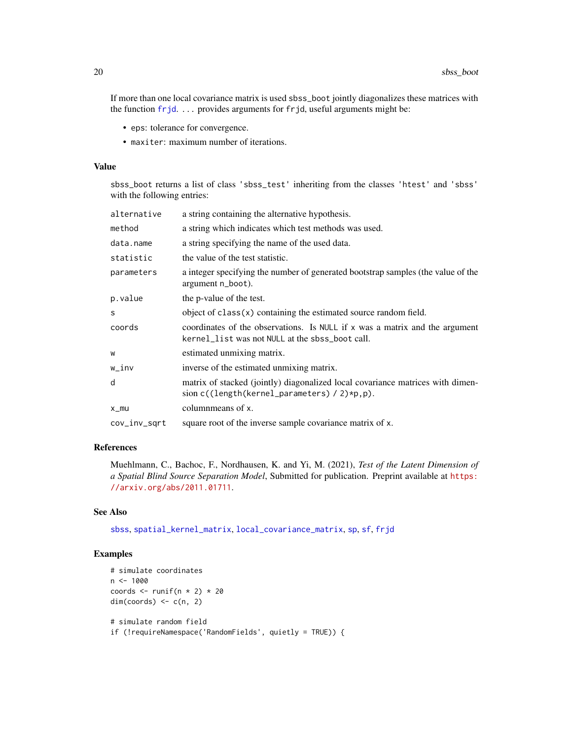If more than one local covariance matrix is used `sbss_boot` jointly diagonalizes these matrices with the function `frjd`. `...` provides arguments for `frjd`, useful arguments might be:

- `eps`: tolerance for convergence.
- `maxiter`: maximum number of iterations.

## Value

`sbss_boot` returns a list of class `'sbss_test'` inheriting from the classes `'htest'` and `'sbss'` with the following entries:

| | |
|---|---|
| `alternative` | a string containing the alternative hypothesis. |
| `method` | a string which indicates which test methods was used. |
| `data.name` | a string specifying the name of the used data. |
| `statistic` | the value of the test statistic. |
| `parameters` | a integer specifying the number of generated bootstrap samples (the value of the argument `n_boot`). |
| `p.value` | the p-value of the test. |
| `s` | object of `class(x)` containing the estimated source random field. |
| `coords` | coordinates of the observations. Is `NULL` if `x` was a matrix and the argument `kernel_list` was not `NULL` at the `sbss_boot` call. |
| `w` | estimated unmixing matrix. |
| `w_inv` | inverse of the estimated unmixing matrix. |
| `d` | matrix of stacked (jointly) diagonalized local covariance matrices with dimension `c((length(kernel_parameters) / 2)*p,p)`. |
| `x_mu` | columnmeans of `x`. |
| `cov_inv_sqrt` | square root of the inverse sample covariance matrix of `x`. |

## References

Muehlmann, C., Bachoc, F., Nordhausen, K. and Yi, M. (2021), *Test of the Latent Dimension of a Spatial Blind Source Separation Model*, Submitted for publication. Preprint available at https://arxiv.org/abs/2011.01711.

## See Also

`sbss`, `spatial_kernel_matrix`, `local_covariance_matrix`, `sp`, `sf`, `frjd`

## Examples

```
# simulate coordinates
n <- 1000
coords <- runif(n * 2) * 20
dim(coords) <- c(n, 2)

# simulate random field
if (!requireNamespace('RandomFields', quietly = TRUE)) {
```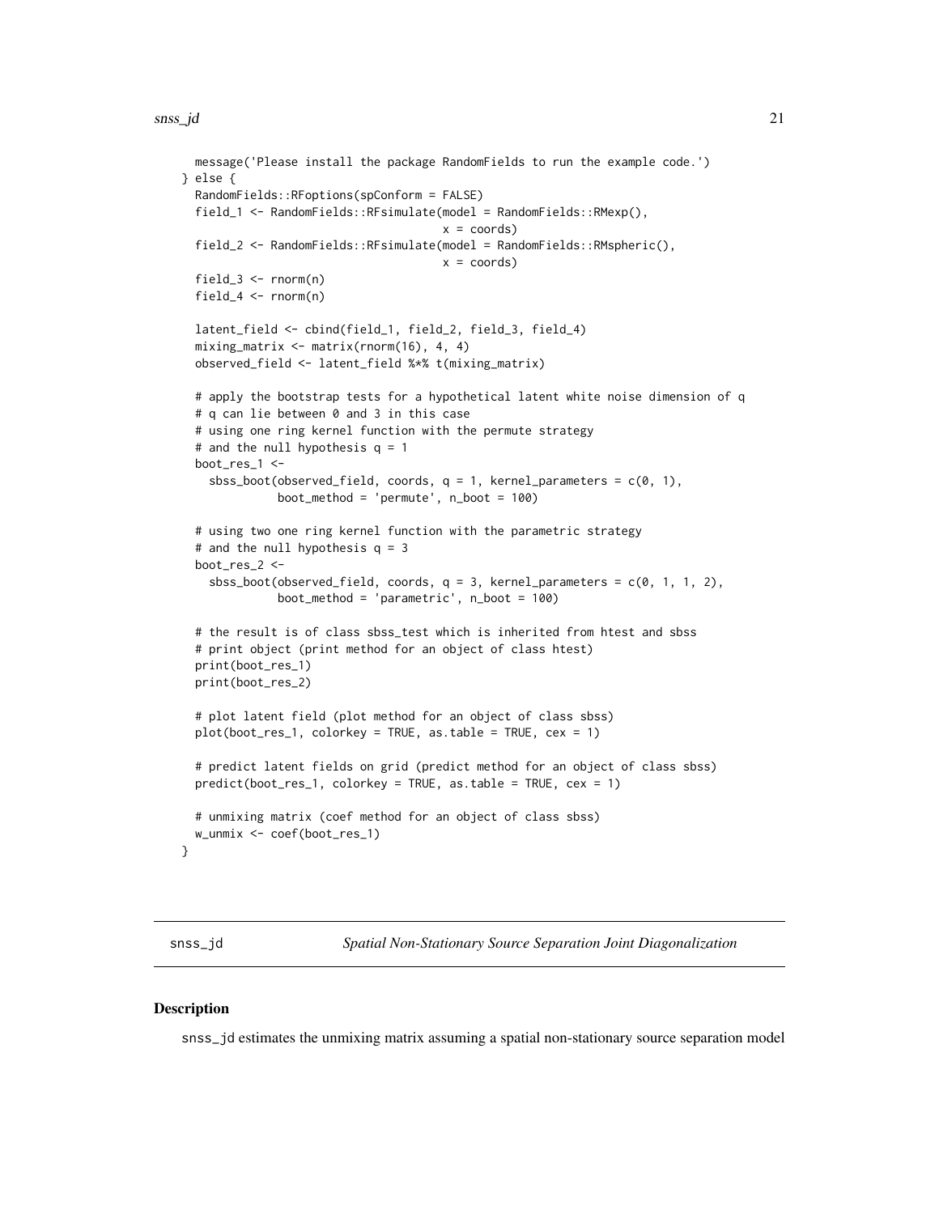```
  message('Please install the package RandomFields to run the example code.')
} else {
  RandomFields::RFoptions(spConform = FALSE)
  field_1 <- RandomFields::RFsimulate(model = RandomFields::RMexp(),
                                      x = coords)
  field_2 <- RandomFields::RFsimulate(model = RandomFields::RMspheric(),
                                      x = coords)
  field_3 <- rnorm(n)
  field_4 <- rnorm(n)

  latent_field <- cbind(field_1, field_2, field_3, field_4)
  mixing_matrix <- matrix(rnorm(16), 4, 4)
  observed_field <- latent_field %*% t(mixing_matrix)

  # apply the bootstrap tests for a hypothetical latent white noise dimension of q
  # q can lie between 0 and 3 in this case
  # using one ring kernel function with the permute strategy
  # and the null hypothesis q = 1
  boot_res_1 <-
    sbss_boot(observed_field, coords, q = 1, kernel_parameters = c(0, 1),
              boot_method = 'permute', n_boot = 100)

  # using two one ring kernel function with the parametric strategy
  # and the null hypothesis q = 3
  boot_res_2 <-
    sbss_boot(observed_field, coords, q = 3, kernel_parameters = c(0, 1, 1, 2),
              boot_method = 'parametric', n_boot = 100)

  # the result is of class sbss_test which is inherited from htest and sbss
  # print object (print method for an object of class htest)
  print(boot_res_1)
  print(boot_res_2)

  # plot latent field (plot method for an object of class sbss)
  plot(boot_res_1, colorkey = TRUE, as.table = TRUE, cex = 1)

  # predict latent fields on grid (predict method for an object of class sbss)
  predict(boot_res_1, colorkey = TRUE, as.table = TRUE, cex = 1)

  # unmixing matrix (coef method for an object of class sbss)
  w_unmix <- coef(boot_res_1)
}
```

---

snss_jd *Spatial Non-Stationary Source Separation Joint Diagonalization*

---

## Description

snss_jd estimates the unmixing matrix assuming a spatial non-stationary source separation model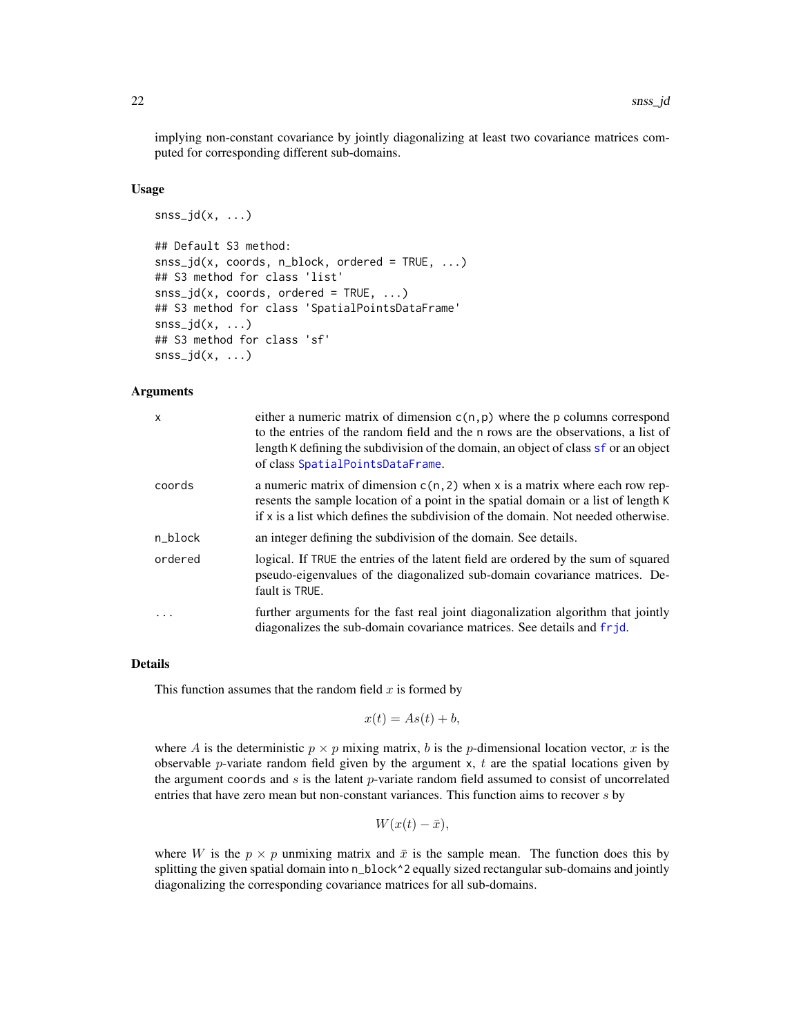implying non-constant covariance by jointly diagonalizing at least two covariance matrices computed for corresponding different sub-domains.

### Usage

```
snss_jd(x, ...)

## Default S3 method:
snss_jd(x, coords, n_block, ordered = TRUE, ...)
## S3 method for class 'list'
snss_jd(x, coords, ordered = TRUE, ...)
## S3 method for class 'SpatialPointsDataFrame'
snss_jd(x, ...)
## S3 method for class 'sf'
snss_jd(x, ...)
```

### Arguments

| | |
|---|---|
| `x` | either a numeric matrix of dimension `c(n,p)` where the `p` columns correspond to the entries of the random field and the `n` rows are the observations, a list of length `K` defining the subdivision of the domain, an object of class `sf` or an object of class `SpatialPointsDataFrame`. |
| `coords` | a numeric matrix of dimension `c(n,2)` when `x` is a matrix where each row represents the sample location of a point in the spatial domain or a list of length `K` if `x` is a list which defines the subdivision of the domain. Not needed otherwise. |
| `n_block` | an integer defining the subdivision of the domain. See details. |
| `ordered` | logical. If `TRUE` the entries of the latent field are ordered by the sum of squared pseudo-eigenvalues of the diagonalized sub-domain covariance matrices. Default is `TRUE`. |
| `...` | further arguments for the fast real joint diagonalization algorithm that jointly diagonalizes the sub-domain covariance matrices. See details and `frjd`. |

### Details

This function assumes that the random field $x$ is formed by

$$x(t) = As(t) + b,$$

where $A$ is the deterministic $p \times p$ mixing matrix, $b$ is the $p$-dimensional location vector, $x$ is the observable $p$-variate random field given by the argument `x`, $t$ are the spatial locations given by the argument `coords` and $s$ is the latent $p$-variate random field assumed to consist of uncorrelated entries that have zero mean but non-constant variances. This function aims to recover $s$ by

$$W(x(t) - \bar{x}),$$

where $W$ is the $p \times p$ unmixing matrix and $\bar{x}$ is the sample mean. The function does this by splitting the given spatial domain into `n_block^2` equally sized rectangular sub-domains and jointly diagonalizing the corresponding covariance matrices for all sub-domains.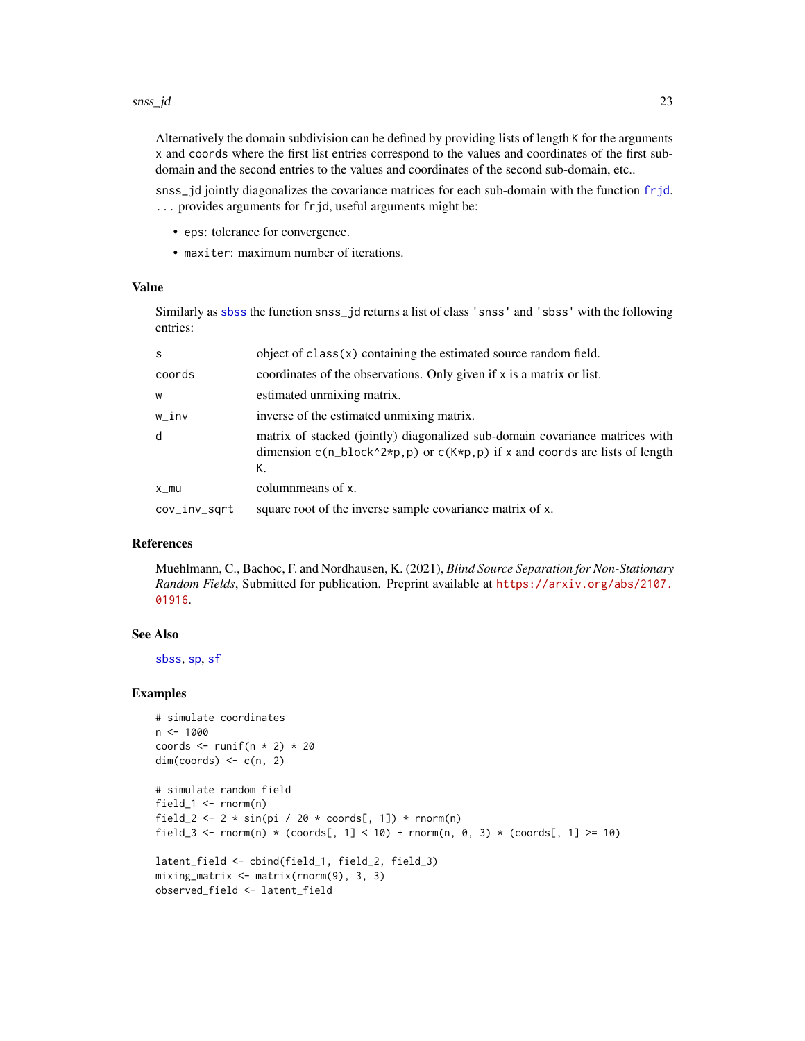Alternatively the domain subdivision can be defined by providing lists of length K for the arguments x and coords where the first list entries correspond to the values and coordinates of the first sub-domain and the second entries to the values and coordinates of the second sub-domain, etc..

snss_jd jointly diagonalizes the covariance matrices for each sub-domain with the function frjd. ... provides arguments for frjd, useful arguments might be:

- eps: tolerance for convergence.
- maxiter: maximum number of iterations.

## Value

Similarly as sbss the function snss_jd returns a list of class 'snss' and 'sbss' with the following entries:

| | |
|---|---|
| s | object of class(x) containing the estimated source random field. |
| coords | coordinates of the observations. Only given if x is a matrix or list. |
| w | estimated unmixing matrix. |
| w_inv | inverse of the estimated unmixing matrix. |
| d | matrix of stacked (jointly) diagonalized sub-domain covariance matrices with dimension c(n_block^2*p,p) or c(K*p,p) if x and coords are lists of length K. |
| x_mu | columnmeans of x. |
| cov_inv_sqrt | square root of the inverse sample covariance matrix of x. |

## References

Muehlmann, C., Bachoc, F. and Nordhausen, K. (2021), *Blind Source Separation for Non-Stationary Random Fields*, Submitted for publication. Preprint available at https://arxiv.org/abs/2107.01916.

## See Also

sbss, sp, sf

## Examples

```
# simulate coordinates
n <- 1000
coords <- runif(n * 2) * 20
dim(coords) <- c(n, 2)

# simulate random field
field_1 <- rnorm(n)
field_2 <- 2 * sin(pi / 20 * coords[, 1]) * rnorm(n)
field_3 <- rnorm(n) * (coords[, 1] < 10) + rnorm(n, 0, 3) * (coords[, 1] >= 10)

latent_field <- cbind(field_1, field_2, field_3)
mixing_matrix <- matrix(rnorm(9), 3, 3)
observed_field <- latent_field
```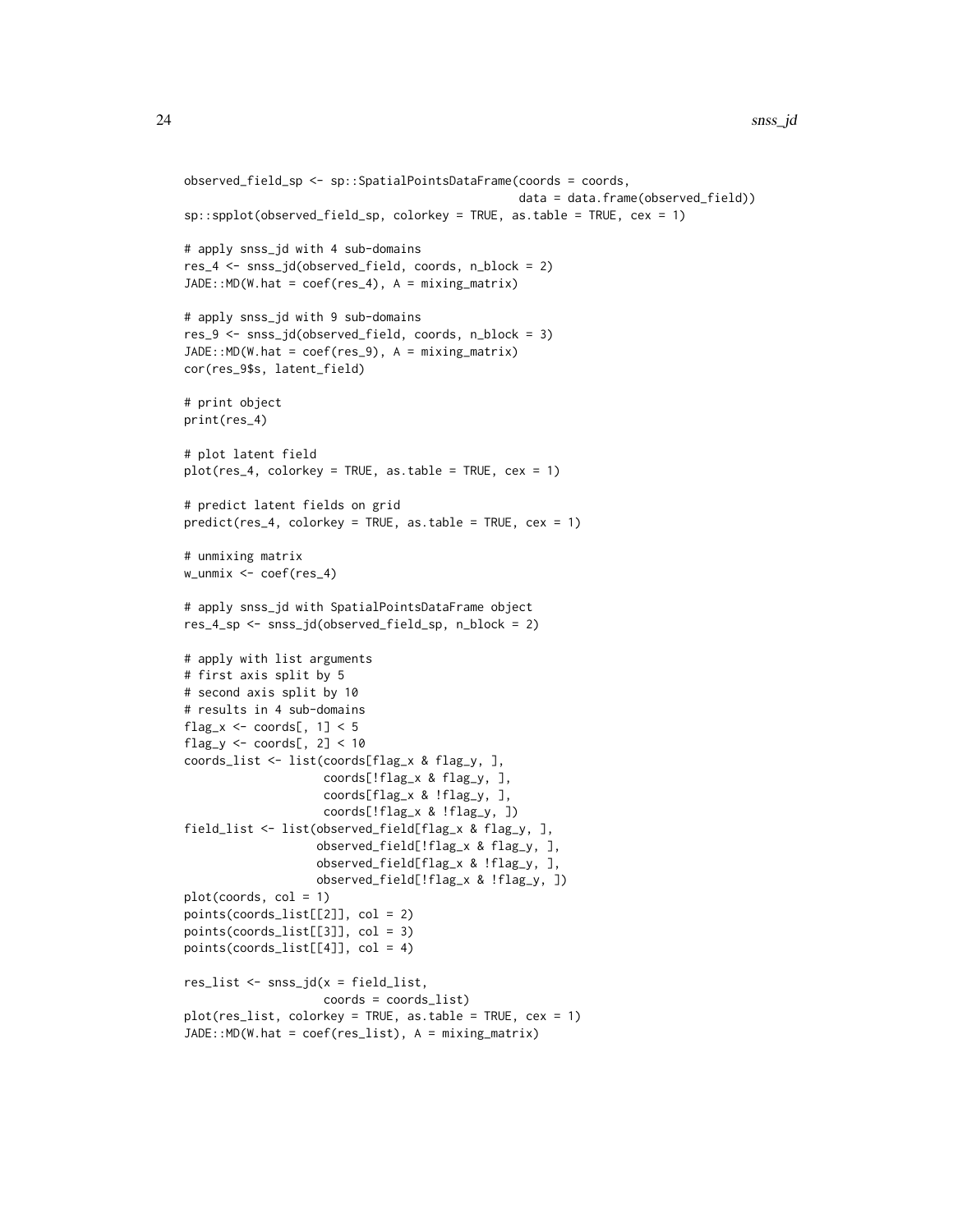```
observed_field_sp <- sp::SpatialPointsDataFrame(coords = coords,
                                               data = data.frame(observed_field))
sp::spplot(observed_field_sp, colorkey = TRUE, as.table = TRUE, cex = 1)

# apply snss_jd with 4 sub-domains
res_4 <- snss_jd(observed_field, coords, n_block = 2)
JADE::MD(W.hat = coef(res_4), A = mixing_matrix)

# apply snss_jd with 9 sub-domains
res_9 <- snss_jd(observed_field, coords, n_block = 3)
JADE::MD(W.hat = coef(res_9), A = mixing_matrix)
cor(res_9$s, latent_field)

# print object
print(res_4)

# plot latent field
plot(res_4, colorkey = TRUE, as.table = TRUE, cex = 1)

# predict latent fields on grid
predict(res_4, colorkey = TRUE, as.table = TRUE, cex = 1)

# unmixing matrix
w_unmix <- coef(res_4)

# apply snss_jd with SpatialPointsDataFrame object
res_4_sp <- snss_jd(observed_field_sp, n_block = 2)

# apply with list arguments
# first axis split by 5
# second axis split by 10
# results in 4 sub-domains
flag_x <- coords[, 1] < 5
flag_y <- coords[, 2] < 10
coords_list <- list(coords[flag_x & flag_y, ],
                    coords[!flag_x & flag_y, ],
                    coords[flag_x & !flag_y, ],
                    coords[!flag_x & !flag_y, ])
field_list <- list(observed_field[flag_x & flag_y, ],
                   observed_field[!flag_x & flag_y, ],
                   observed_field[flag_x & !flag_y, ],
                   observed_field[!flag_x & !flag_y, ])
plot(coords, col = 1)
points(coords_list[[2]], col = 2)
points(coords_list[[3]], col = 3)
points(coords_list[[4]], col = 4)

res_list <- snss_jd(x = field_list,
                    coords = coords_list)
plot(res_list, colorkey = TRUE, as.table = TRUE, cex = 1)
JADE::MD(W.hat = coef(res_list), A = mixing_matrix)
```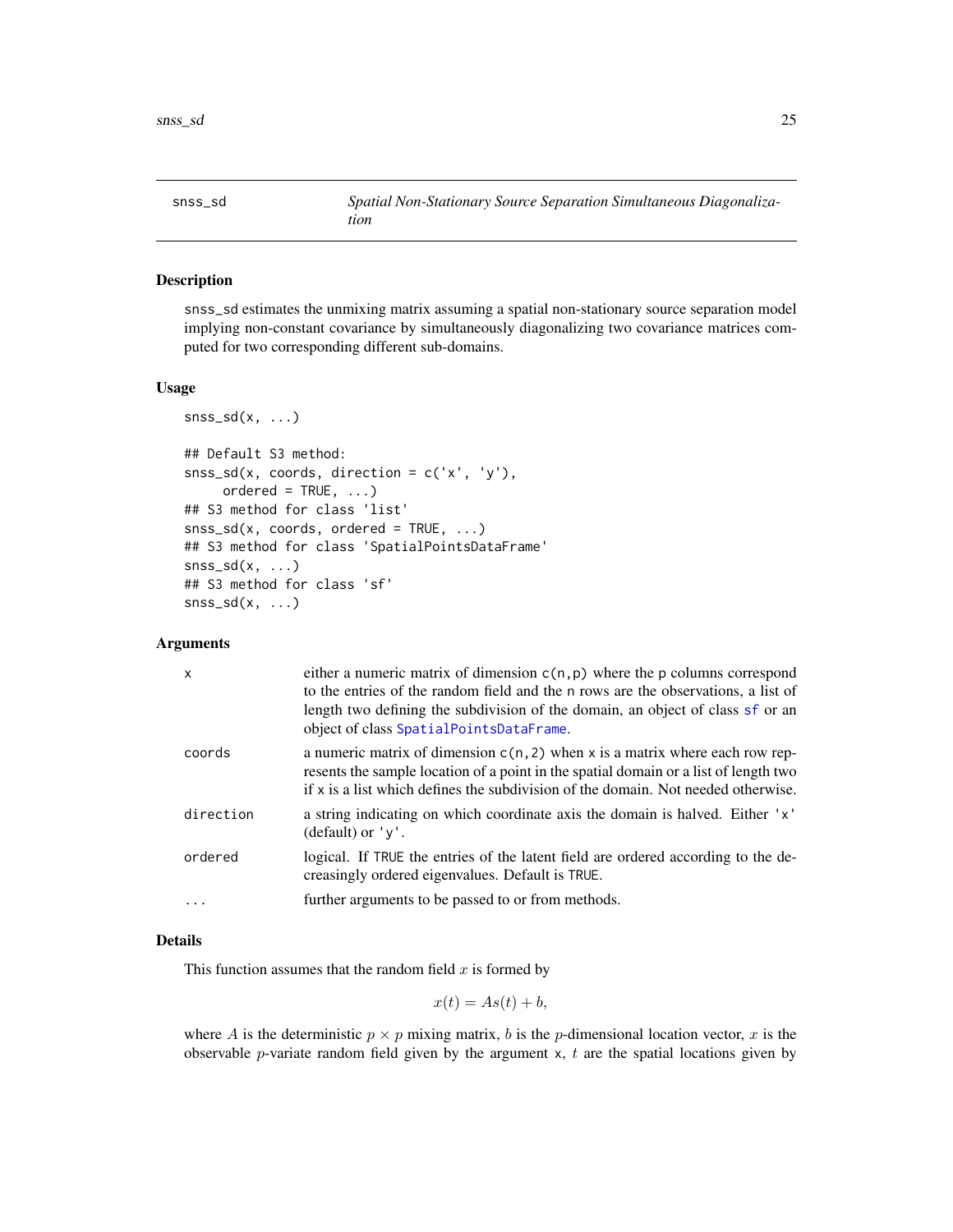| snss_sd | *Spatial Non-Stationary Source Separation Simultaneous Diagonalization* |
|---|---|

## Description

snss_sd estimates the unmixing matrix assuming a spatial non-stationary source separation model implying non-constant covariance by simultaneously diagonalizing two covariance matrices computed for two corresponding different sub-domains.

## Usage

```
snss_sd(x, ...)

## Default S3 method:
snss_sd(x, coords, direction = c('x', 'y'),
     ordered = TRUE, ...)
## S3 method for class 'list'
snss_sd(x, coords, ordered = TRUE, ...)
## S3 method for class 'SpatialPointsDataFrame'
snss_sd(x, ...)
## S3 method for class 'sf'
snss_sd(x, ...)
```

## Arguments

| | |
|---|---|
| x | either a numeric matrix of dimension c(n,p) where the p columns correspond to the entries of the random field and the n rows are the observations, a list of length two defining the subdivision of the domain, an object of class sf or an object of class SpatialPointsDataFrame. |
| coords | a numeric matrix of dimension c(n,2) when x is a matrix where each row represents the sample location of a point in the spatial domain or a list of length two if x is a list which defines the subdivision of the domain. Not needed otherwise. |
| direction | a string indicating on which coordinate axis the domain is halved. Either 'x' (default) or 'y'. |
| ordered | logical. If TRUE the entries of the latent field are ordered according to the decreasingly ordered eigenvalues. Default is TRUE. |
| ... | further arguments to be passed to or from methods. |

## Details

This function assumes that the random field $x$ is formed by

$$x(t) = As(t) + b,$$

where $A$ is the deterministic $p \times p$ mixing matrix, $b$ is the $p$-dimensional location vector, $x$ is the observable $p$-variate random field given by the argument x, $t$ are the spatial locations given by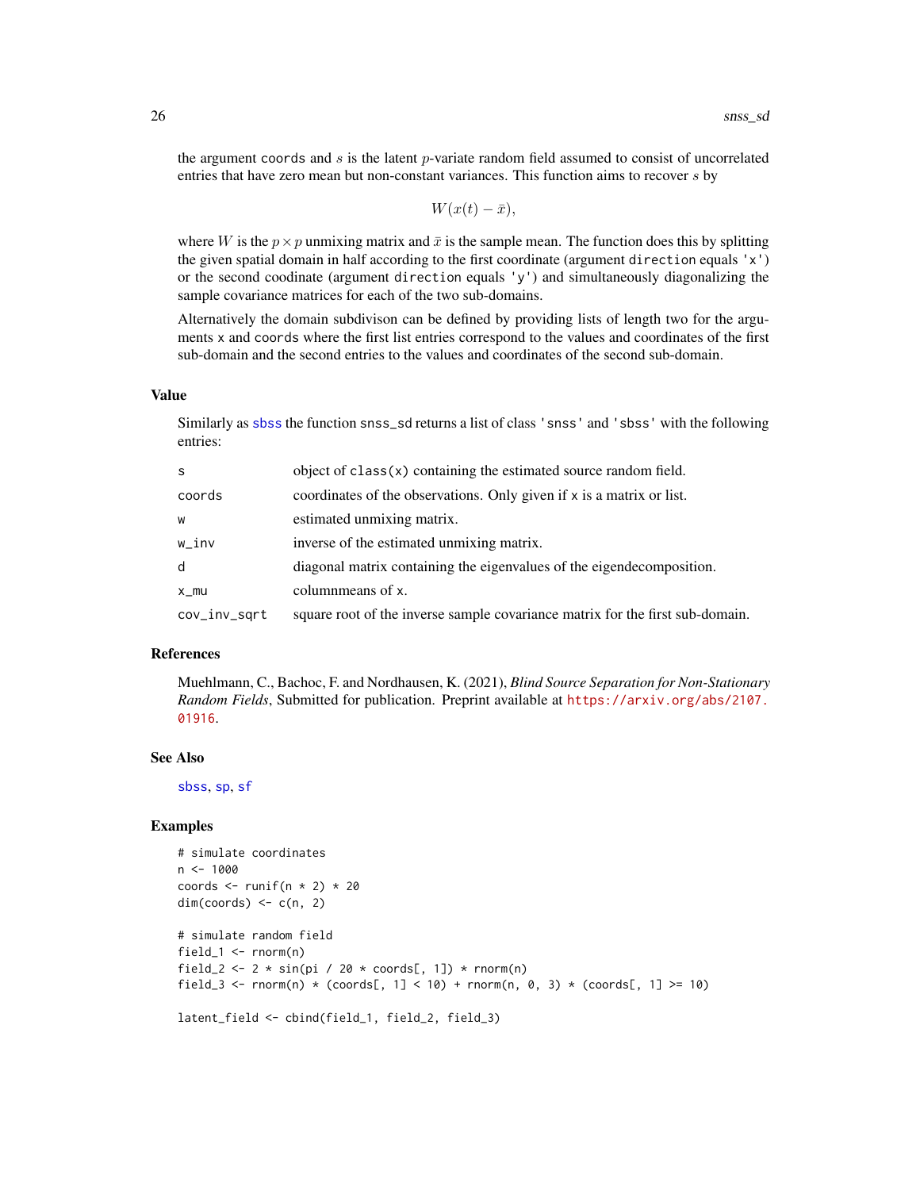the argument `coords` and $s$ is the latent $p$-variate random field assumed to consist of uncorrelated entries that have zero mean but non-constant variances. This function aims to recover $s$ by

$$W(x(t) - \bar{x}),$$

where $W$ is the $p \times p$ unmixing matrix and $\bar{x}$ is the sample mean. The function does this by splitting the given spatial domain in half according to the first coordinate (argument `direction` equals `'x'`) or the second coodinate (argument `direction` equals `'y'`) and simultaneously diagonalizing the sample covariance matrices for each of the two sub-domains.

Alternatively the domain subdivison can be defined by providing lists of length two for the arguments `x` and `coords` where the first list entries correspond to the values and coordinates of the first sub-domain and the second entries to the values and coordinates of the second sub-domain.

## Value

Similarly as `sbss` the function `snss_sd` returns a list of class `'snss'` and `'sbss'` with the following entries:

| | |
|---|---|
| `s` | object of `class(x)` containing the estimated source random field. |
| `coords` | coordinates of the observations. Only given if `x` is a matrix or list. |
| `w` | estimated unmixing matrix. |
| `w_inv` | inverse of the estimated unmixing matrix. |
| `d` | diagonal matrix containing the eigenvalues of the eigendecomposition. |
| `x_mu` | columnmeans of `x`. |
| `cov_inv_sqrt` | square root of the inverse sample covariance matrix for the first sub-domain. |

## References

Muehlmann, C., Bachoc, F. and Nordhausen, K. (2021), *Blind Source Separation for Non-Stationary Random Fields*, Submitted for publication. Preprint available at https://arxiv.org/abs/2107.01916.

## See Also

`sbss`, `sp`, `sf`

## Examples

```
# simulate coordinates
n <- 1000
coords <- runif(n * 2) * 20
dim(coords) <- c(n, 2)

# simulate random field
field_1 <- rnorm(n)
field_2 <- 2 * sin(pi / 20 * coords[, 1]) * rnorm(n)
field_3 <- rnorm(n) * (coords[, 1] < 10) + rnorm(n, 0, 3) * (coords[, 1] >= 10)

latent_field <- cbind(field_1, field_2, field_3)
```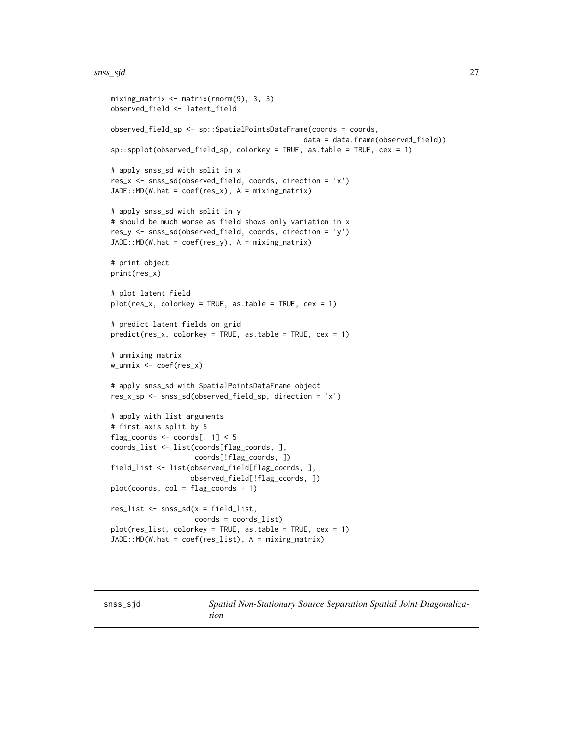```
mixing_matrix <- matrix(rnorm(9), 3, 3)
observed_field <- latent_field

observed_field_sp <- sp::SpatialPointsDataFrame(coords = coords,
                                                data = data.frame(observed_field))
sp::spplot(observed_field_sp, colorkey = TRUE, as.table = TRUE, cex = 1)

# apply snss_sd with split in x
res_x <- snss_sd(observed_field, coords, direction = 'x')
JADE::MD(W.hat = coef(res_x), A = mixing_matrix)

# apply snss_sd with split in y
# should be much worse as field shows only variation in x
res_y <- snss_sd(observed_field, coords, direction = 'y')
JADE::MD(W.hat = coef(res_y), A = mixing_matrix)

# print object
print(res_x)

# plot latent field
plot(res_x, colorkey = TRUE, as.table = TRUE, cex = 1)

# predict latent fields on grid
predict(res_x, colorkey = TRUE, as.table = TRUE, cex = 1)

# unmixing matrix
w_unmix <- coef(res_x)

# apply snss_sd with SpatialPointsDataFrame object
res_x_sp <- snss_sd(observed_field_sp, direction = 'x')

# apply with list arguments
# first axis split by 5
flag_coords <- coords[, 1] < 5
coords_list <- list(coords[flag_coords, ],
                    coords[!flag_coords, ])
field_list <- list(observed_field[flag_coords, ],
                   observed_field[!flag_coords, ])
plot(coords, col = flag_coords + 1)

res_list <- snss_sd(x = field_list,
                    coords = coords_list)
plot(res_list, colorkey = TRUE, as.table = TRUE, cex = 1)
JADE::MD(W.hat = coef(res_list), A = mixing_matrix)
```

## snss_sjd    *Spatial Non-Stationary Source Separation Spatial Joint Diagonalization*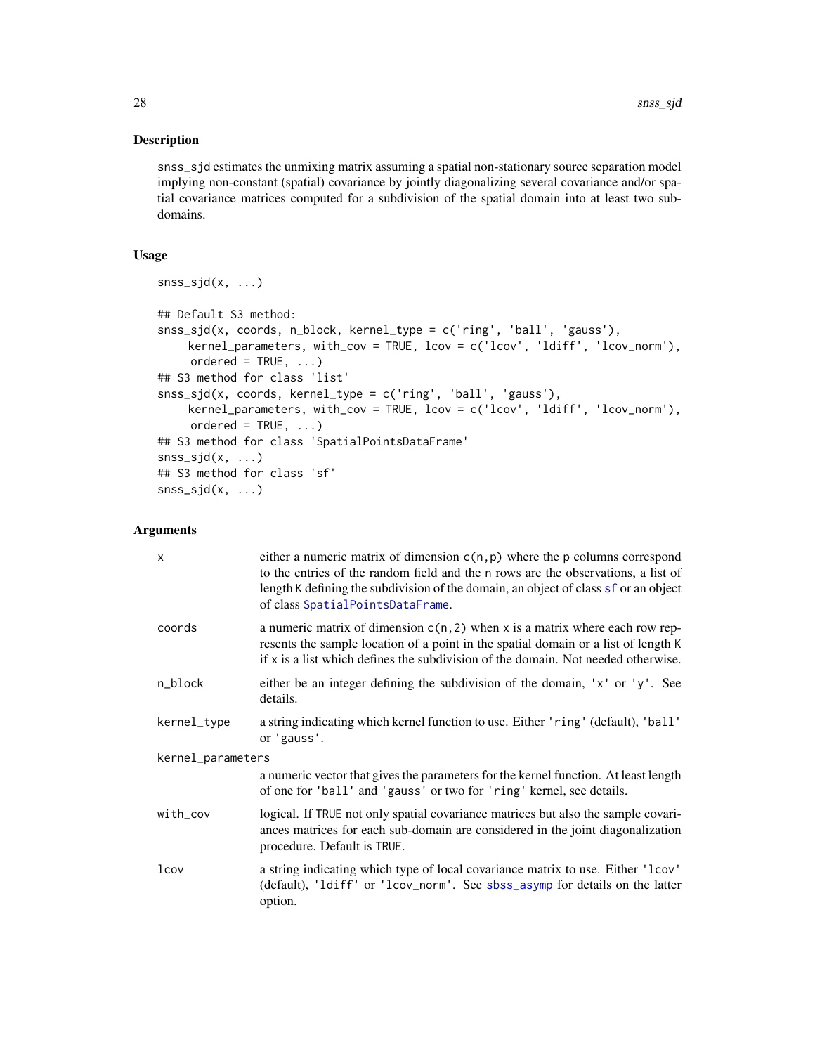## Description

`snss_sjd` estimates the unmixing matrix assuming a spatial non-stationary source separation model implying non-constant (spatial) covariance by jointly diagonalizing several covariance and/or spatial covariance matrices computed for a subdivision of the spatial domain into at least two sub-domains.

## Usage

```
snss_sjd(x, ...)

## Default S3 method:
snss_sjd(x, coords, n_block, kernel_type = c('ring', 'ball', 'gauss'),
     kernel_parameters, with_cov = TRUE, lcov = c('lcov', 'ldiff', 'lcov_norm'),
     ordered = TRUE, ...)
## S3 method for class 'list'
snss_sjd(x, coords, kernel_type = c('ring', 'ball', 'gauss'),
     kernel_parameters, with_cov = TRUE, lcov = c('lcov', 'ldiff', 'lcov_norm'),
     ordered = TRUE, ...)
## S3 method for class 'SpatialPointsDataFrame'
snss_sjd(x, ...)
## S3 method for class 'sf'
snss_sjd(x, ...)
```

## Arguments

| | |
|---|---|
| `x` | either a numeric matrix of dimension `c(n,p)` where the `p` columns correspond to the entries of the random field and the `n` rows are the observations, a list of length `K` defining the subdivision of the domain, an object of class `sf` or an object of class `SpatialPointsDataFrame`. |
| `coords` | a numeric matrix of dimension `c(n,2)` when `x` is a matrix where each row represents the sample location of a point in the spatial domain or a list of length `K` if `x` is a list which defines the subdivision of the domain. Not needed otherwise. |
| `n_block` | either be an integer defining the subdivision of the domain, `'x'` or `'y'`. See details. |
| `kernel_type` | a string indicating which kernel function to use. Either `'ring'` (default), `'ball'` or `'gauss'`. |
| `kernel_parameters` | a numeric vector that gives the parameters for the kernel function. At least length of one for `'ball'` and `'gauss'` or two for `'ring'` kernel, see details. |
| `with_cov` | logical. If `TRUE` not only spatial covariance matrices but also the sample covariances matrices for each sub-domain are considered in the joint diagonalization procedure. Default is `TRUE`. |
| `lcov` | a string indicating which type of local covariance matrix to use. Either `'lcov'` (default), `'ldiff'` or `'lcov_norm'`. See `sbss_asymp` for details on the latter option. |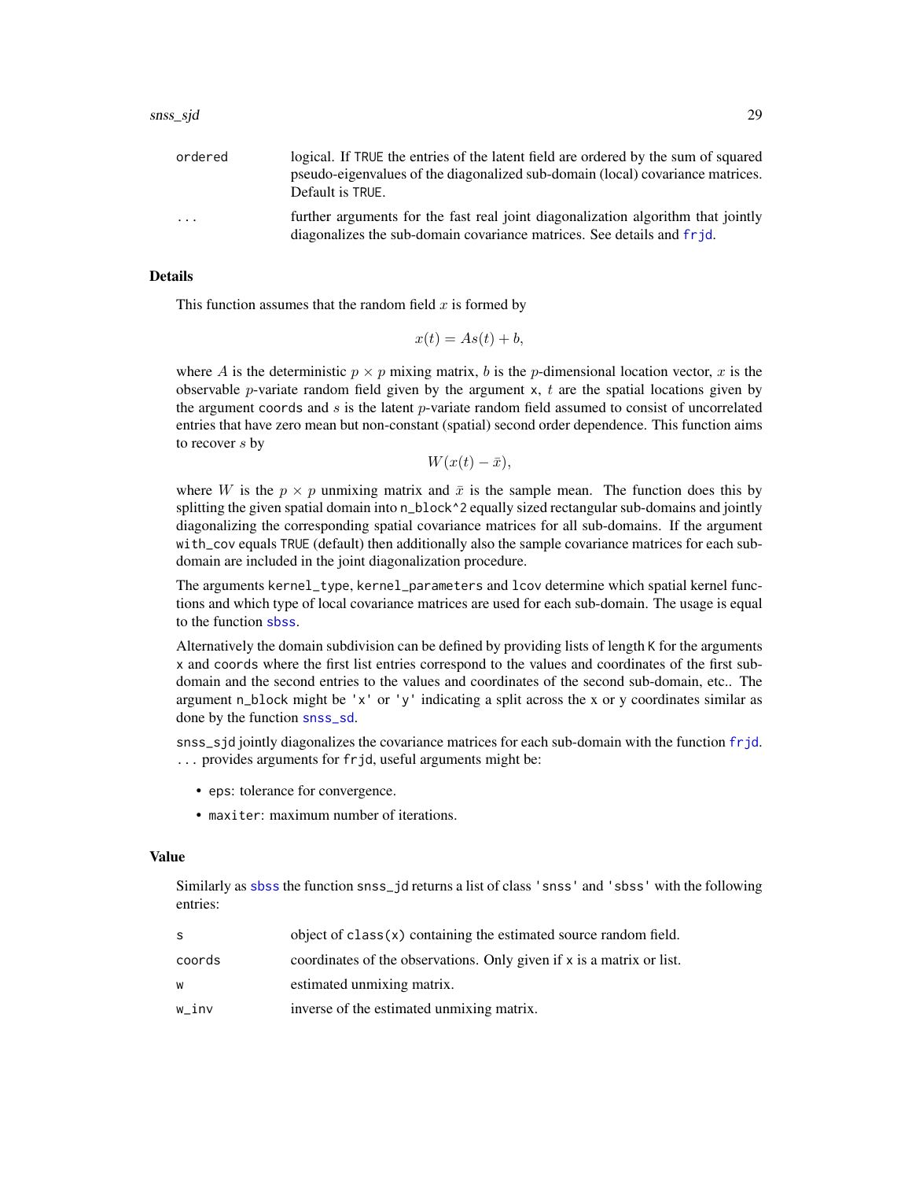| | |
|---|---|
| ordered | logical. If TRUE the entries of the latent field are ordered by the sum of squared pseudo-eigenvalues of the diagonalized sub-domain (local) covariance matrices. Default is TRUE. |
| ... | further arguments for the fast real joint diagonalization algorithm that jointly diagonalizes the sub-domain covariance matrices. See details and frjd. |

## Details

This function assumes that the random field $x$ is formed by

$$x(t) = As(t) + b,$$

where $A$ is the deterministic $p \times p$ mixing matrix, $b$ is the $p$-dimensional location vector, $x$ is the observable $p$-variate random field given by the argument x, $t$ are the spatial locations given by the argument coords and $s$ is the latent $p$-variate random field assumed to consist of uncorrelated entries that have zero mean but non-constant (spatial) second order dependence. This function aims to recover $s$ by

$$W(x(t) - \bar{x}),$$

where $W$ is the $p \times p$ unmixing matrix and $\bar{x}$ is the sample mean. The function does this by splitting the given spatial domain into n_block^2 equally sized rectangular sub-domains and jointly diagonalizing the corresponding spatial covariance matrices for all sub-domains. If the argument with_cov equals TRUE (default) then additionally also the sample covariance matrices for each sub-domain are included in the joint diagonalization procedure.

The arguments kernel_type, kernel_parameters and lcov determine which spatial kernel functions and which type of local covariance matrices are used for each sub-domain. The usage is equal to the function sbss.

Alternatively the domain subdivision can be defined by providing lists of length K for the arguments x and coords where the first list entries correspond to the values and coordinates of the first sub-domain and the second entries to the values and coordinates of the second sub-domain, etc.. The argument n_block might be 'x' or 'y' indicating a split across the x or y coordinates similar as done by the function snss_sd.

snss_sjd jointly diagonalizes the covariance matrices for each sub-domain with the function frjd. ... provides arguments for frjd, useful arguments might be:

- eps: tolerance for convergence.
- maxiter: maximum number of iterations.

## Value

Similarly as sbss the function snss_jd returns a list of class 'snss' and 'sbss' with the following entries:

| | |
|---|---|
| s | object of class(x) containing the estimated source random field. |
| coords | coordinates of the observations. Only given if x is a matrix or list. |
| w | estimated unmixing matrix. |
| w_inv | inverse of the estimated unmixing matrix. |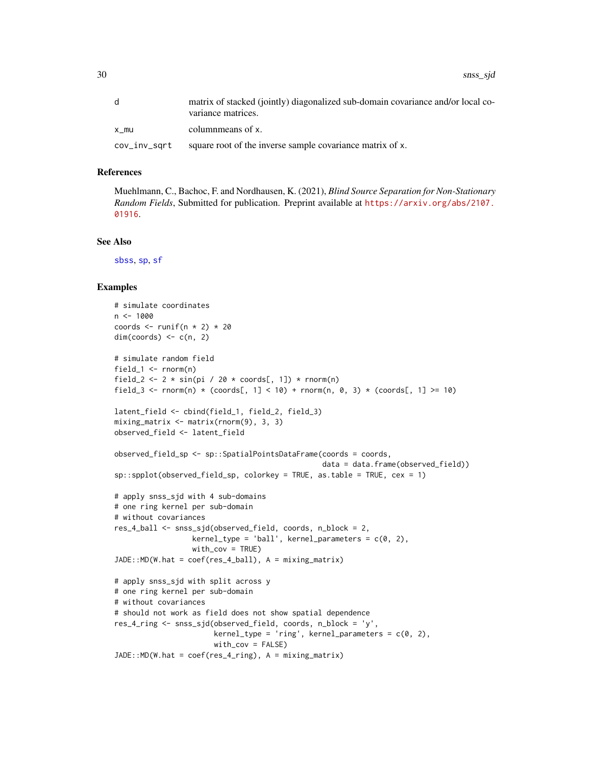| | |
|---|---|
| d | matrix of stacked (jointly) diagonalized sub-domain covariance and/or local covariance matrices. |
| x_mu | columnmeans of x. |
| cov_inv_sqrt | square root of the inverse sample covariance matrix of x. |

## References

Muehlmann, C., Bachoc, F. and Nordhausen, K. (2021), *Blind Source Separation for Non-Stationary Random Fields*, Submitted for publication. Preprint available at https://arxiv.org/abs/2107.01916.

## See Also

sbss, sp, sf

## Examples

```
# simulate coordinates
n <- 1000
coords <- runif(n * 2) * 20
dim(coords) <- c(n, 2)

# simulate random field
field_1 <- rnorm(n)
field_2 <- 2 * sin(pi / 20 * coords[, 1]) * rnorm(n)
field_3 <- rnorm(n) * (coords[, 1] < 10) + rnorm(n, 0, 3) * (coords[, 1] >= 10)

latent_field <- cbind(field_1, field_2, field_3)
mixing_matrix <- matrix(rnorm(9), 3, 3)
observed_field <- latent_field

observed_field_sp <- sp::SpatialPointsDataFrame(coords = coords,
                                                data = data.frame(observed_field))
sp::spplot(observed_field_sp, colorkey = TRUE, as.table = TRUE, cex = 1)

# apply snss_sjd with 4 sub-domains
# one ring kernel per sub-domain
# without covariances
res_4_ball <- snss_sjd(observed_field, coords, n_block = 2,
                  kernel_type = 'ball', kernel_parameters = c(0, 2),
                  with_cov = TRUE)
JADE::MD(W.hat = coef(res_4_ball), A = mixing_matrix)

# apply snss_sjd with split across y
# one ring kernel per sub-domain
# without covariances
# should not work as field does not show spatial dependence
res_4_ring <- snss_sjd(observed_field, coords, n_block = 'y',
                       kernel_type = 'ring', kernel_parameters = c(0, 2),
                       with_cov = FALSE)
JADE::MD(W.hat = coef(res_4_ring), A = mixing_matrix)
```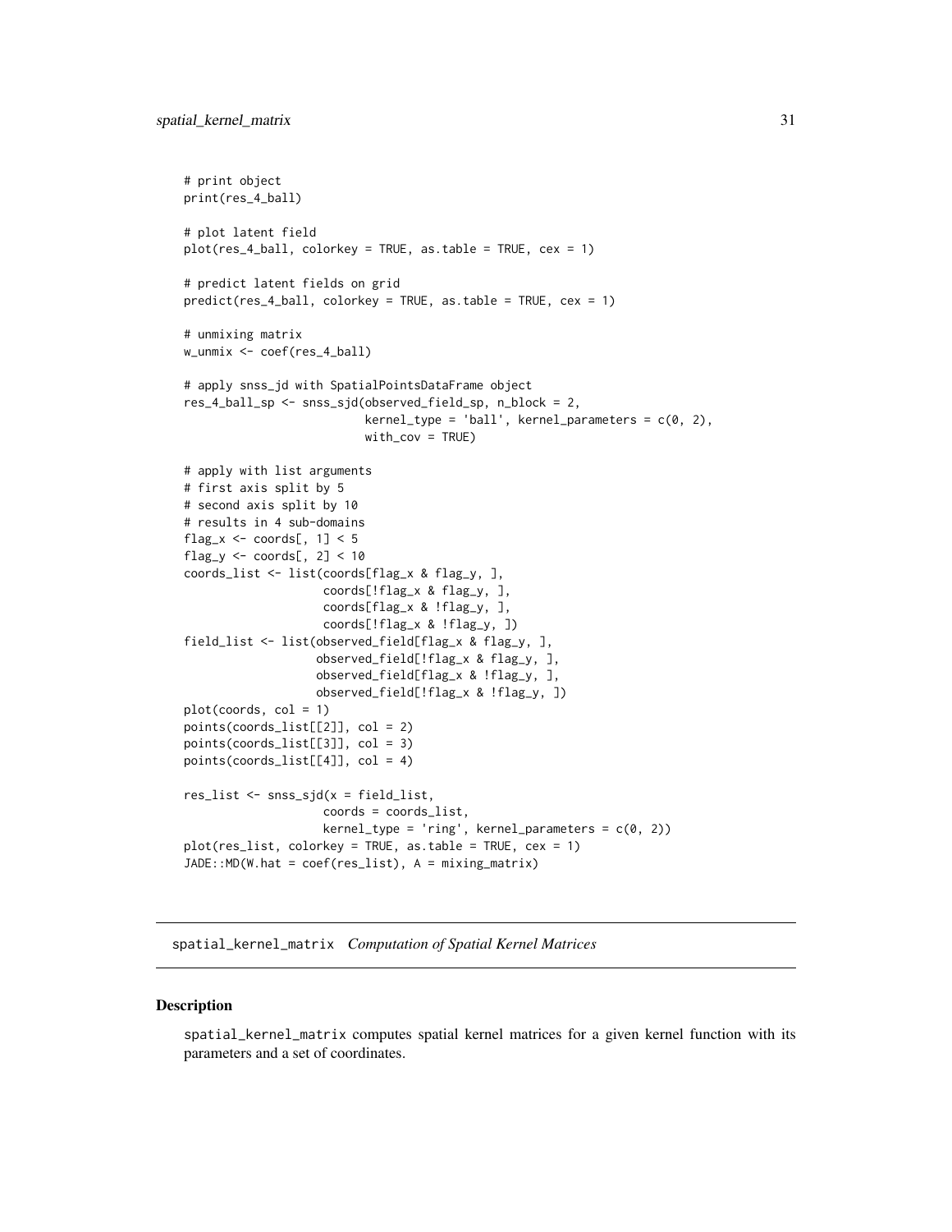```
# print object
print(res_4_ball)

# plot latent field
plot(res_4_ball, colorkey = TRUE, as.table = TRUE, cex = 1)

# predict latent fields on grid
predict(res_4_ball, colorkey = TRUE, as.table = TRUE, cex = 1)

# unmixing matrix
w_unmix <- coef(res_4_ball)

# apply snss_jd with SpatialPointsDataFrame object
res_4_ball_sp <- snss_sjd(observed_field_sp, n_block = 2,
                          kernel_type = 'ball', kernel_parameters = c(0, 2),
                          with_cov = TRUE)

# apply with list arguments
# first axis split by 5
# second axis split by 10
# results in 4 sub-domains
flag_x <- coords[, 1] < 5
flag_y <- coords[, 2] < 10
coords_list <- list(coords[flag_x & flag_y, ],
                    coords[!flag_x & flag_y, ],
                    coords[flag_x & !flag_y, ],
                    coords[!flag_x & !flag_y, ])
field_list <- list(observed_field[flag_x & flag_y, ],
                   observed_field[!flag_x & flag_y, ],
                   observed_field[flag_x & !flag_y, ],
                   observed_field[!flag_x & !flag_y, ])
plot(coords, col = 1)
points(coords_list[[2]], col = 2)
points(coords_list[[3]], col = 3)
points(coords_list[[4]], col = 4)

res_list <- snss_sjd(x = field_list,
                    coords = coords_list,
                    kernel_type = 'ring', kernel_parameters = c(0, 2))
plot(res_list, colorkey = TRUE, as.table = TRUE, cex = 1)
JADE::MD(W.hat = coef(res_list), A = mixing_matrix)
```

## spatial_kernel_matrix *Computation of Spatial Kernel Matrices*

### Description

spatial_kernel_matrix computes spatial kernel matrices for a given kernel function with its parameters and a set of coordinates.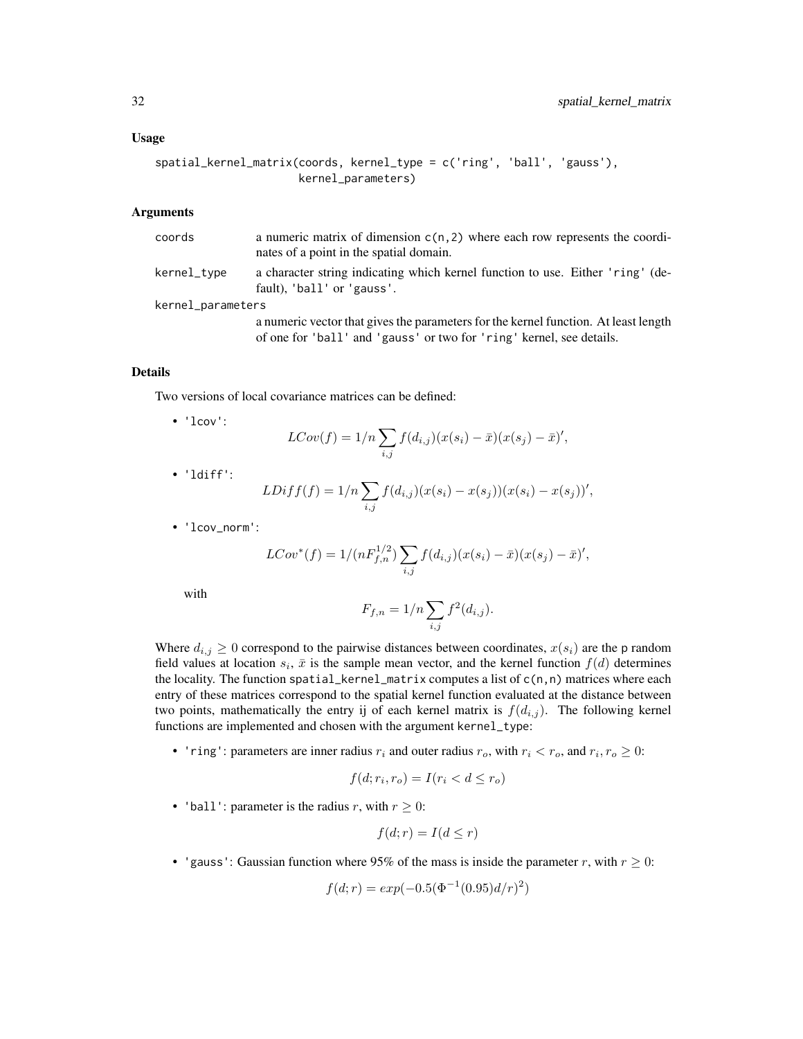### Usage

```
spatial_kernel_matrix(coords, kernel_type = c('ring', 'ball', 'gauss'),
                      kernel_parameters)
```

### Arguments

| | |
|---|---|
| coords | a numeric matrix of dimension c(n,2) where each row represents the coordinates of a point in the spatial domain. |
| kernel_type | a character string indicating which kernel function to use. Either 'ring' (default), 'ball' or 'gauss'. |
| kernel_parameters | a numeric vector that gives the parameters for the kernel function. At least length of one for 'ball' and 'gauss' or two for 'ring' kernel, see details. |

### Details

Two versions of local covariance matrices can be defined:

- 'lcov':
$$LCov(f) = 1/n \sum_{i,j} f(d_{i,j})(x(s_i) - \bar{x})(x(s_j) - \bar{x})',$$
- 'ldiff':
$$LDiff(f) = 1/n \sum_{i,j} f(d_{i,j})(x(s_i) - x(s_j))(x(s_i) - x(s_j))',$$
- 'lcov_norm':
$$LCov^*(f) = 1/(nF_{f,n}^{1/2}) \sum_{i,j} f(d_{i,j})(x(s_i) - \bar{x})(x(s_j) - \bar{x})',$$
  with
$$F_{f,n} = 1/n \sum_{i,j} f^2(d_{i,j}).$$

Where $d_{i,j} \geq 0$ correspond to the pairwise distances between coordinates, $x(s_i)$ are the p random field values at location $s_i$, $\bar{x}$ is the sample mean vector, and the kernel function $f(d)$ determines the locality. The function spatial_kernel_matrix computes a list of c(n,n) matrices where each entry of these matrices correspond to the spatial kernel function evaluated at the distance between two points, mathematically the entry ij of each kernel matrix is $f(d_{i,j})$. The following kernel functions are implemented and chosen with the argument kernel_type:

- 'ring': parameters are inner radius $r_i$ and outer radius $r_o$, with $r_i < r_o$, and $r_i, r_o \geq 0$:
$$f(d; r_i, r_o) = I(r_i < d \leq r_o)$$
- 'ball': parameter is the radius $r$, with $r \geq 0$:
$$f(d; r) = I(d \leq r)$$
- 'gauss': Gaussian function where 95% of the mass is inside the parameter $r$, with $r \geq 0$:
$$f(d; r) = exp(-0.5(\Phi^{-1}(0.95)d/r)^2)$$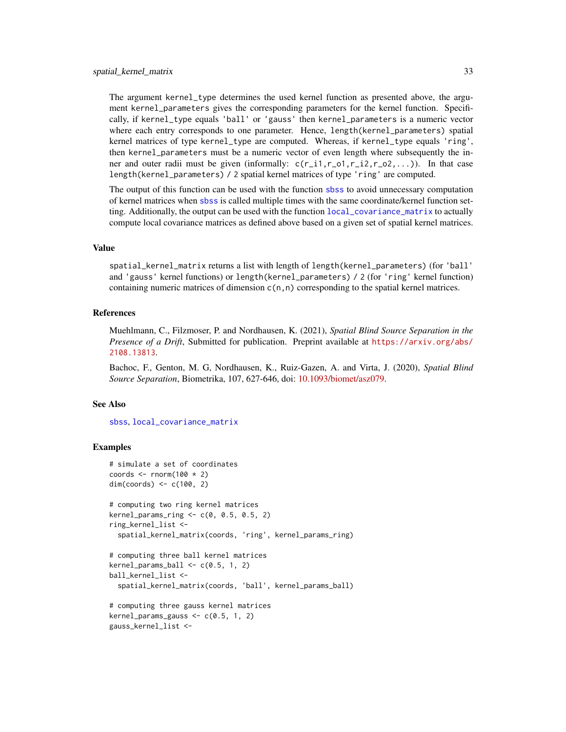The argument `kernel_type` determines the used kernel function as presented above, the argument `kernel_parameters` gives the corresponding parameters for the kernel function. Specifically, if `kernel_type` equals `'ball'` or `'gauss'` then `kernel_parameters` is a numeric vector where each entry corresponds to one parameter. Hence, `length(kernel_parameters)` spatial kernel matrices of type `kernel_type` are computed. Whereas, if `kernel_type` equals `'ring'`, then `kernel_parameters` must be a numeric vector of even length where subsequently the inner and outer radii must be given (informally: `c(r_i1,r_o1,r_i2,r_o2,...)`). In that case `length(kernel_parameters) / 2` spatial kernel matrices of type `'ring'` are computed.

The output of this function can be used with the function `sbss` to avoid unnecessary computation of kernel matrices when `sbss` is called multiple times with the same coordinate/kernel function setting. Additionally, the output can be used with the function `local_covariance_matrix` to actually compute local covariance matrices as defined above based on a given set of spatial kernel matrices.

## Value

`spatial_kernel_matrix` returns a list with length of `length(kernel_parameters)` (for `'ball'` and `'gauss'` kernel functions) or `length(kernel_parameters) / 2` (for `'ring'` kernel function) containing numeric matrices of dimension `c(n,n)` corresponding to the spatial kernel matrices.

## References

Muehlmann, C., Filzmoser, P. and Nordhausen, K. (2021), *Spatial Blind Source Separation in the Presence of a Drift*, Submitted for publication. Preprint available at https://arxiv.org/abs/2108.13813.

Bachoc, F., Genton, M. G, Nordhausen, K., Ruiz-Gazen, A. and Virta, J. (2020), *Spatial Blind Source Separation*, Biometrika, 107, 627-646, doi: 10.1093/biomet/asz079.

## See Also

`sbss`, `local_covariance_matrix`

## Examples

```
# simulate a set of coordinates
coords <- rnorm(100 * 2)
dim(coords) <- c(100, 2)

# computing two ring kernel matrices
kernel_params_ring <- c(0, 0.5, 0.5, 2)
ring_kernel_list <-
  spatial_kernel_matrix(coords, 'ring', kernel_params_ring)

# computing three ball kernel matrices
kernel_params_ball <- c(0.5, 1, 2)
ball_kernel_list <-
  spatial_kernel_matrix(coords, 'ball', kernel_params_ball)

# computing three gauss kernel matrices
kernel_params_gauss <- c(0.5, 1, 2)
gauss_kernel_list <-
```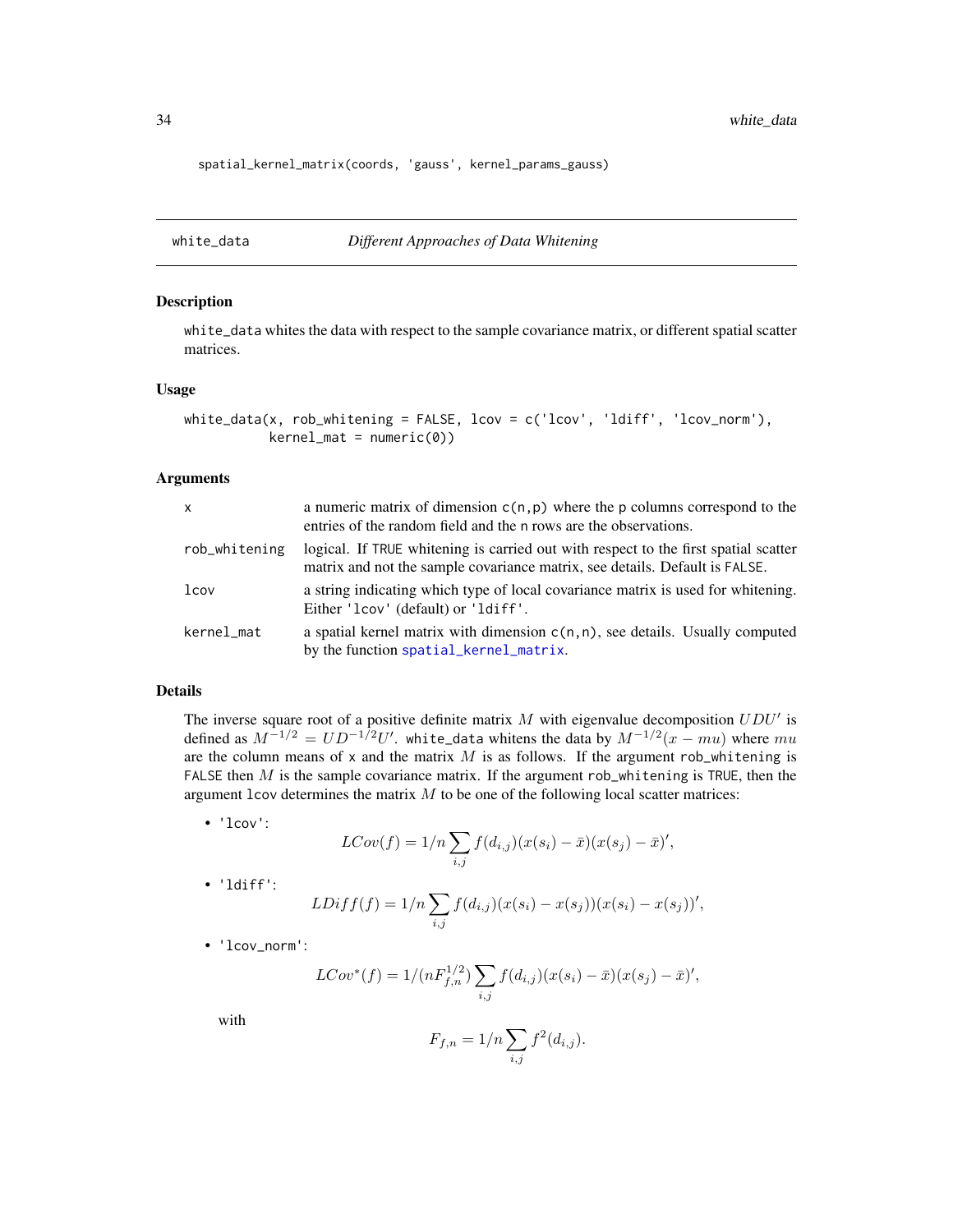```
spatial_kernel_matrix(coords, 'gauss', kernel_params_gauss)
```

---

## white_data — *Different Approaches of Data Whitening*

### Description

`white_data` whites the data with respect to the sample covariance matrix, or different spatial scatter matrices.

### Usage

```
white_data(x, rob_whitening = FALSE, lcov = c('lcov', 'ldiff', 'lcov_norm'),
           kernel_mat = numeric(0))
```

### Arguments

| | |
|---|---|
| `x` | a numeric matrix of dimension `c(n,p)` where the `p` columns correspond to the entries of the random field and the `n` rows are the observations. |
| `rob_whitening` | logical. If `TRUE` whitening is carried out with respect to the first spatial scatter matrix and not the sample covariance matrix, see details. Default is `FALSE`. |
| `lcov` | a string indicating which type of local covariance matrix is used for whitening. Either `'lcov'` (default) or `'ldiff'`. |
| `kernel_mat` | a spatial kernel matrix with dimension `c(n,n)`, see details. Usually computed by the function `spatial_kernel_matrix`. |

### Details

The inverse square root of a positive definite matrix $M$ with eigenvalue decomposition $UDU'$ is defined as $M^{-1/2} = UD^{-1/2}U'$. `white_data` whitens the data by $M^{-1/2}(x - mu)$ where $mu$ are the column means of `x` and the matrix $M$ is as follows. If the argument `rob_whitening` is `FALSE` then $M$ is the sample covariance matrix. If the argument `rob_whitening` is `TRUE`, then the argument `lcov` determines the matrix $M$ to be one of the following local scatter matrices:

- `'lcov'`:
$$LCov(f) = 1/n \sum_{i,j} f(d_{i,j})(x(s_i) - \bar{x})(x(s_j) - \bar{x})',$$
- `'ldiff'`:
$$LDiff(f) = 1/n \sum_{i,j} f(d_{i,j})(x(s_i) - x(s_j))(x(s_i) - x(s_j))',$$
- `'lcov_norm'`:
$$LCov^*(f) = 1/(nF_{f,n}^{1/2}) \sum_{i,j} f(d_{i,j})(x(s_i) - \bar{x})(x(s_j) - \bar{x})',$$

  with
$$F_{f,n} = 1/n \sum_{i,j} f^2(d_{i,j}).$$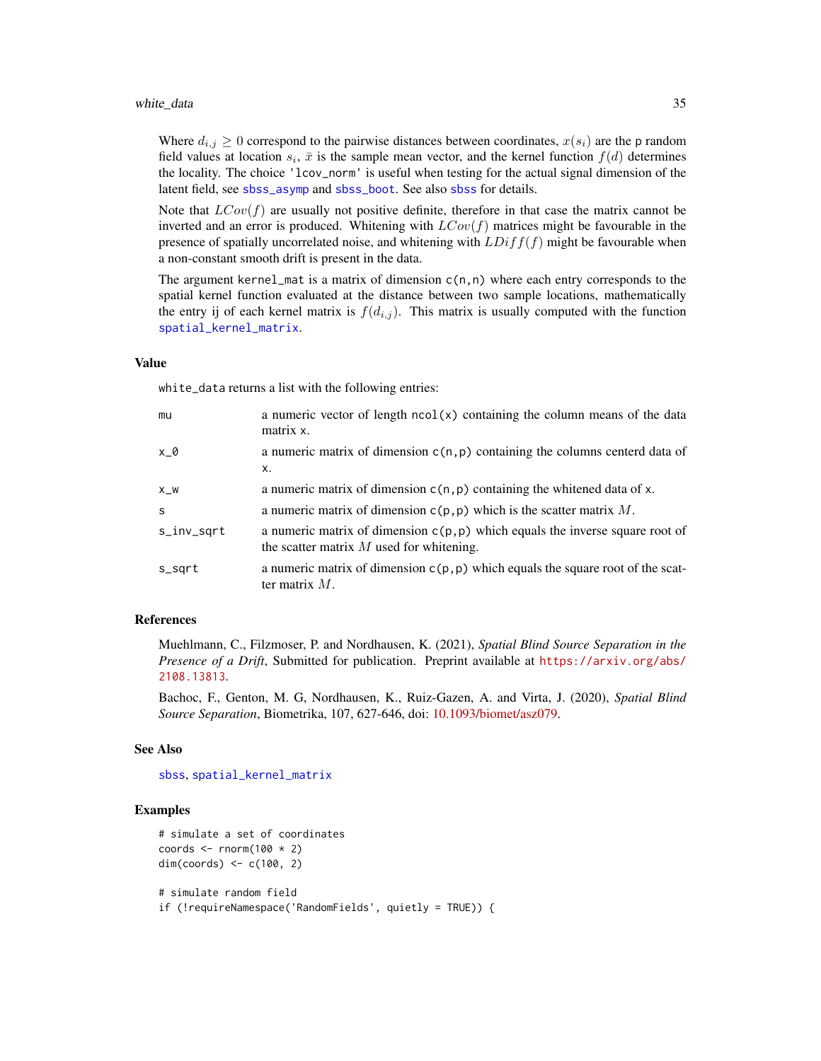Where $d_{i,j} \geq 0$ correspond to the pairwise distances between coordinates, $x(s_i)$ are the p random field values at location $s_i$, $\bar{x}$ is the sample mean vector, and the kernel function $f(d)$ determines the locality. The choice 'lcov_norm' is useful when testing for the actual signal dimension of the latent field, see sbss_asymp and sbss_boot. See also sbss for details.

Note that $LCov(f)$ are usually not positive definite, therefore in that case the matrix cannot be inverted and an error is produced. Whitening with $LCov(f)$ matrices might be favourable in the presence of spatially uncorrelated noise, and whitening with $LDiff(f)$ might be favourable when a non-constant smooth drift is present in the data.

The argument kernel_mat is a matrix of dimension c(n,n) where each entry corresponds to the spatial kernel function evaluated at the distance between two sample locations, mathematically the entry ij of each kernel matrix is $f(d_{i,j})$. This matrix is usually computed with the function spatial_kernel_matrix.

## Value

white_data returns a list with the following entries:

| | |
|---|---|
| mu | a numeric vector of length ncol(x) containing the column means of the data matrix x. |
| x_0 | a numeric matrix of dimension c(n,p) containing the columns centerd data of x. |
| x_w | a numeric matrix of dimension c(n,p) containing the whitened data of x. |
| s | a numeric matrix of dimension c(p,p) which is the scatter matrix $M$. |
| s_inv_sqrt | a numeric matrix of dimension c(p,p) which equals the inverse square root of the scatter matrix $M$ used for whitening. |
| s_sqrt | a numeric matrix of dimension c(p,p) which equals the square root of the scatter matrix $M$. |

## References

Muehlmann, C., Filzmoser, P. and Nordhausen, K. (2021), *Spatial Blind Source Separation in the Presence of a Drift*, Submitted for publication. Preprint available at https://arxiv.org/abs/2108.13813.

Bachoc, F., Genton, M. G, Nordhausen, K., Ruiz-Gazen, A. and Virta, J. (2020), *Spatial Blind Source Separation*, Biometrika, 107, 627-646, doi: 10.1093/biomet/asz079.

## See Also

sbss, spatial_kernel_matrix

## Examples

```
# simulate a set of coordinates
coords <- rnorm(100 * 2)
dim(coords) <- c(100, 2)

# simulate random field
if (!requireNamespace('RandomFields', quietly = TRUE)) {
```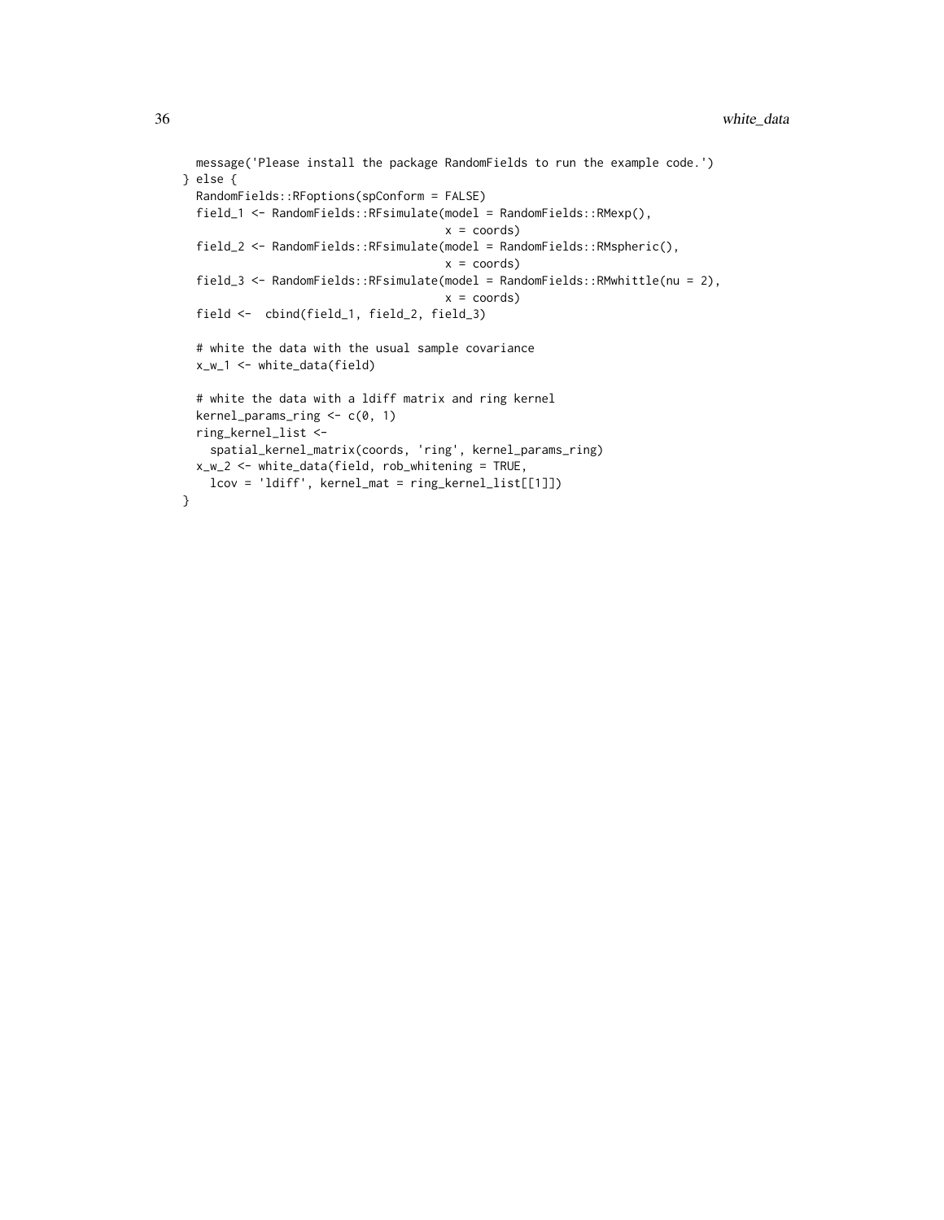```
  message('Please install the package RandomFields to run the example code.')
} else {
  RandomFields::RFoptions(spConform = FALSE)
  field_1 <- RandomFields::RFsimulate(model = RandomFields::RMexp(),
                                      x = coords)
  field_2 <- RandomFields::RFsimulate(model = RandomFields::RMspheric(),
                                      x = coords)
  field_3 <- RandomFields::RFsimulate(model = RandomFields::RMwhittle(nu = 2),
                                      x = coords)
  field <-  cbind(field_1, field_2, field_3)

  # white the data with the usual sample covariance
  x_w_1 <- white_data(field)

  # white the data with a ldiff matrix and ring kernel
  kernel_params_ring <- c(0, 1)
  ring_kernel_list <-
    spatial_kernel_matrix(coords, 'ring', kernel_params_ring)
  x_w_2 <- white_data(field, rob_whitening = TRUE,
    lcov = 'ldiff', kernel_mat = ring_kernel_list[[1]])
}
```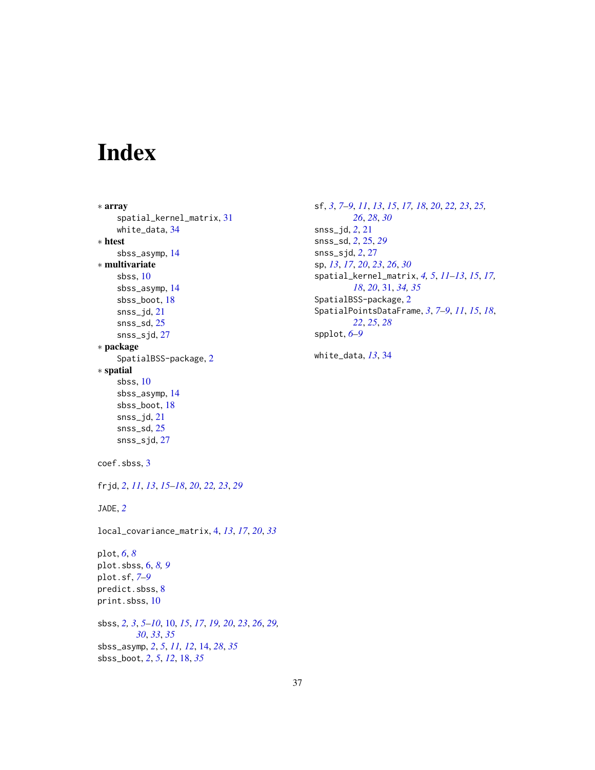# Index

∗ **array**
  spatial_kernel_matrix, 31
  white_data, 34
∗ **htest**
  sbss_asymp, 14
∗ **multivariate**
  sbss, 10
  sbss_asymp, 14
  sbss_boot, 18
  snss_jd, 21
  snss_sd, 25
  snss_sjd, 27
∗ **package**
  SpatialBSS-package, 2
∗ **spatial**
  sbss, 10
  sbss_asymp, 14
  sbss_boot, 18
  snss_jd, 21
  snss_sd, 25
  snss_sjd, 27

coef.sbss, 3

frjd, *2*, *11*, *13*, *15–18*, *20*, *22, 23*, *29*

JADE, *2*

local_covariance_matrix, 4, *13*, *17*, *20*, *33*

plot, *6*, *8*
plot.sbss, 6, *8, 9*
plot.sf, *7–9*
predict.sbss, 8
print.sbss, 10

sbss, *2, 3*, *5–10*, 10, *15*, *17*, *19, 20*, *23*, *26*, *29, 30*, *33*, *35*
sbss_asymp, *2*, *5*, *11, 12*, 14, *28*, *35*
sbss_boot, *2*, *5*, *12*, 18, *35*
sf, *3*, *7–9*, *11*, *13*, *15*, *17, 18*, *20*, *22, 23*, *25, 26*, *28*, *30*
snss_jd, *2*, 21
snss_sd, *2*, 25, *29*
snss_sjd, *2*, 27
sp, *13*, *17*, *20*, *23*, *26*, *30*
spatial_kernel_matrix, *4, 5*, *11–13*, *15*, *17, 18*, *20*, 31, *34, 35*
SpatialBSS-package, 2
SpatialPointsDataFrame, *3*, *7–9*, *11*, *15*, *18*, *22*, *25*, *28*
spplot, *6–9*

white_data, *13*, 34